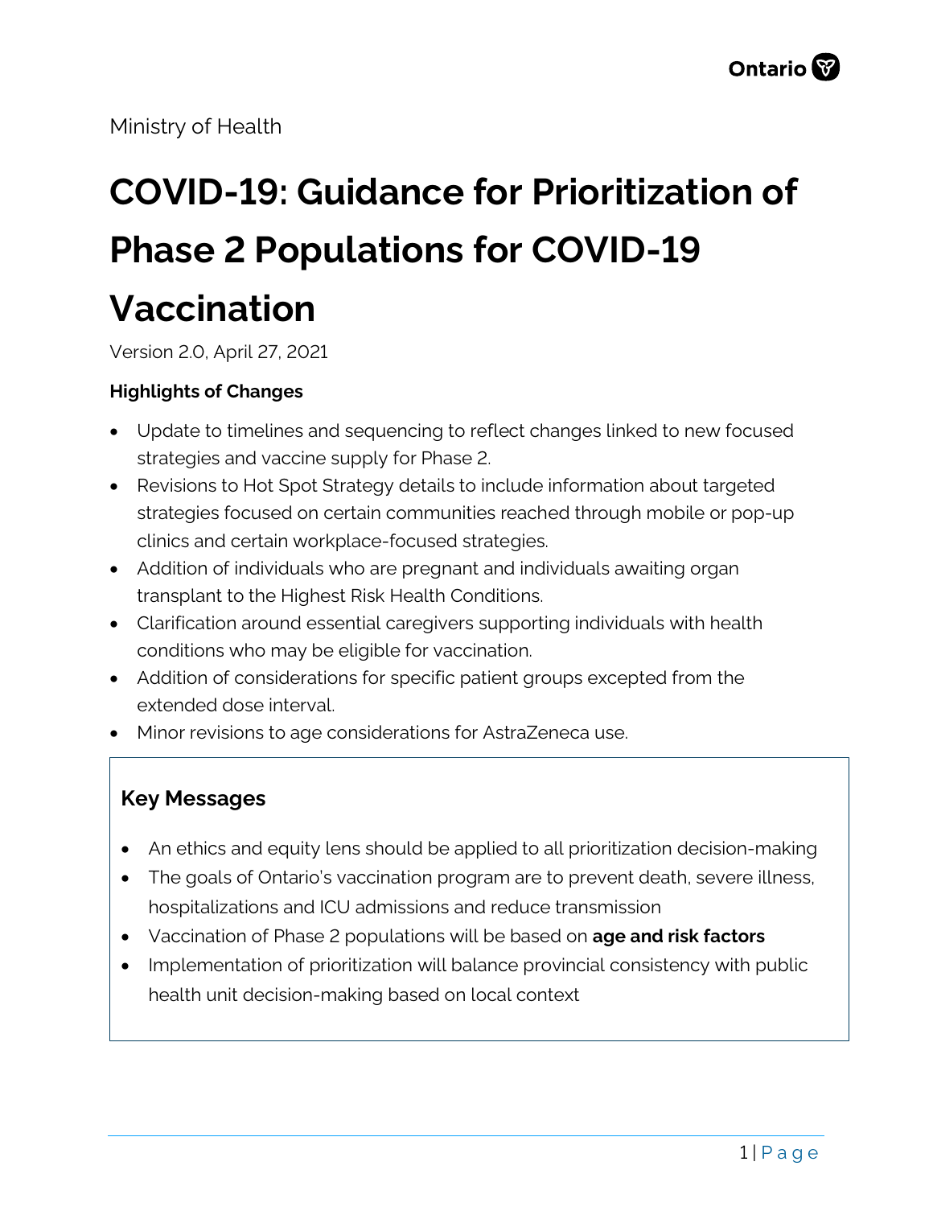Ministry of Health

# COVID-19: Guidance for Prioritization of Phase 2 Populations for COVID-19 Vaccination

Version 2.0, April 27, 2021

**Highlights of Changes**

- Update to timelines and sequencing to reflect changes linked to new focused strategies and vaccine supply for Phase 2.
- Revisions to Hot Spot Strategy details to include information about targeted strategies focused on certain communities reached through mobile or pop-up clinics and certain workplace-focused strategies.
- Addition of individuals who are pregnant and individuals awaiting organ transplant to the Highest Risk Health Conditions.
- Clarification around essential caregivers supporting individuals with health conditions who may be eligible for vaccination.
- Addition of considerations for specific patient groups excepted from the extended dose interval.
- Minor revisions to age considerations for AstraZeneca use.

### Key Messages

- An ethics and equity lens should be applied to all prioritization decision-making
- The goals of Ontario's vaccination program are to prevent death, severe illness, hospitalizations and ICU admissions and reduce transmission
- Vaccination of Phase 2 populations will be based on **age and risk factors**
- Implementation of prioritization will balance provincial consistency with public health unit decision-making based on local context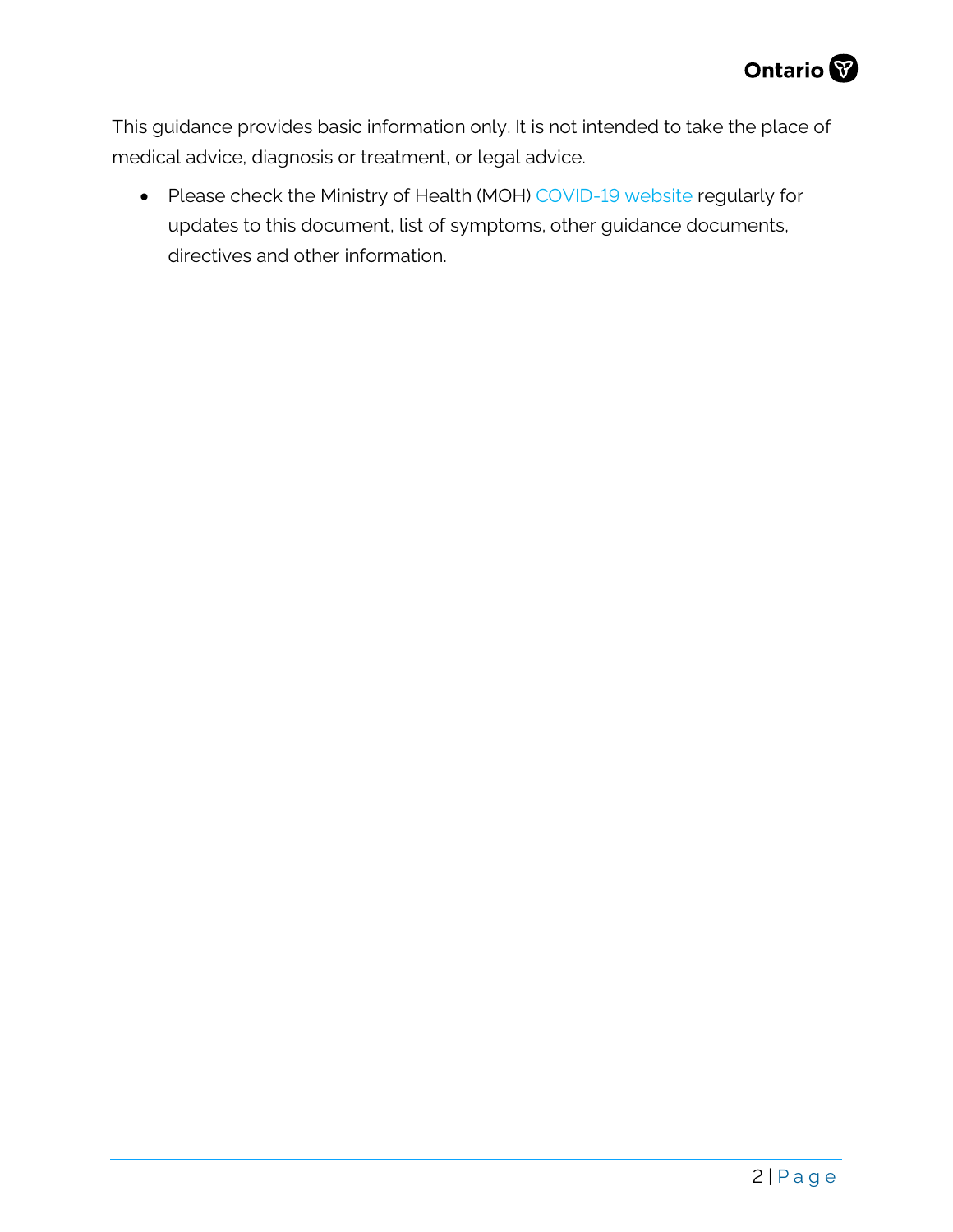This guidance provides basic information only. It is not intended to take the place of medical advice, diagnosis or treatment, or legal advice.

- Please check the Ministry of Health (MOH) COVID-19 website regularly for updates to this document, list of symptoms, other guidance documents, directives and other information.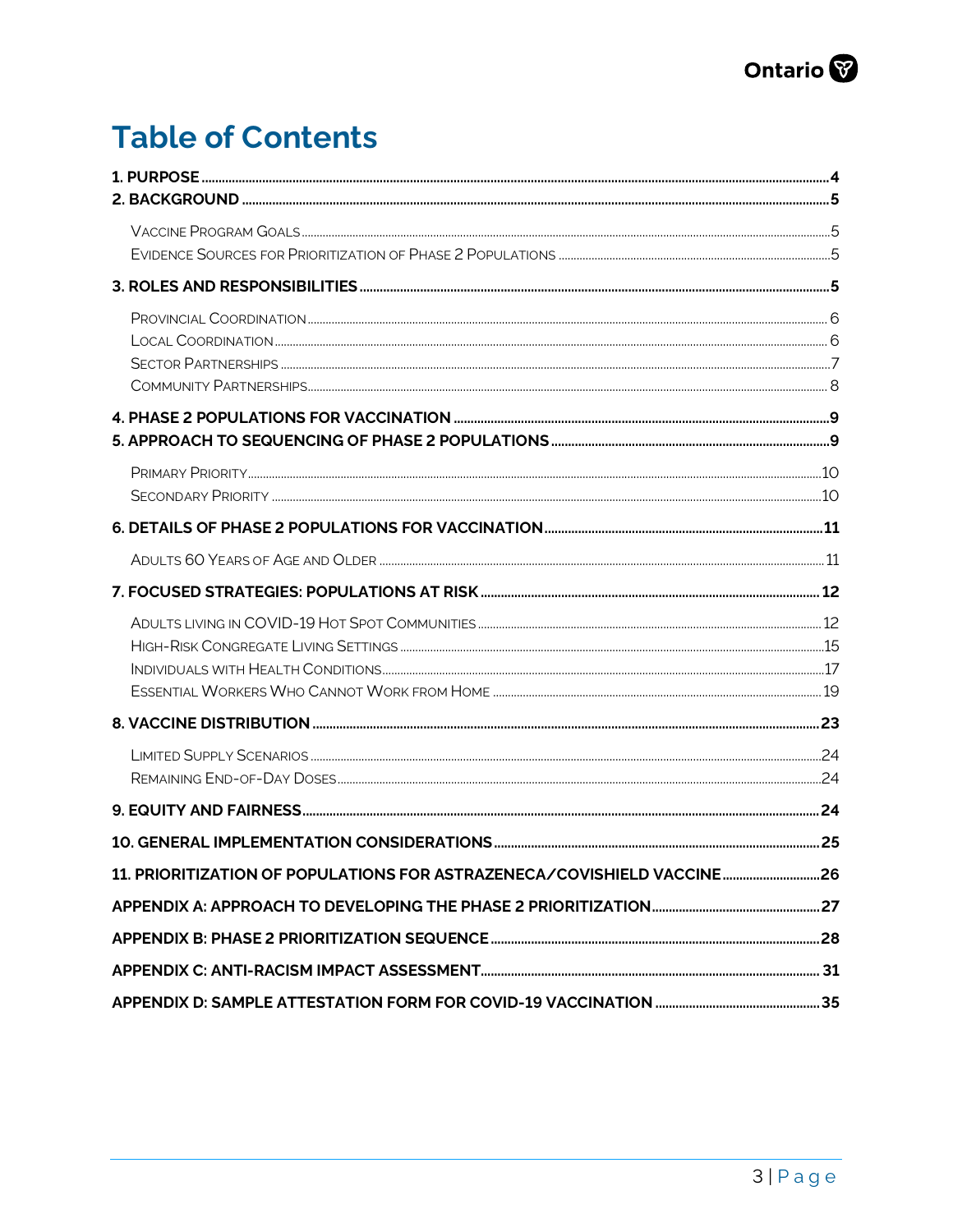# Table of Contents

**1. PURPOSE** ..... 4

**2. BACKGROUND** ..... 5

- Vaccine Program Goals ..... 5
- Evidence Sources for Prioritization of Phase 2 Populations ..... 5

**3. ROLES AND RESPONSIBILITIES** ..... 5

- Provincial Coordination ..... 6
- Local Coordination ..... 6
- Sector Partnerships ..... 7
- Community Partnerships ..... 8

**4. PHASE 2 POPULATIONS FOR VACCINATION** ..... 9

**5. APPROACH TO SEQUENCING OF PHASE 2 POPULATIONS** ..... 9

- Primary Priority ..... 10
- Secondary Priority ..... 10

**6. DETAILS OF PHASE 2 POPULATIONS FOR VACCINATION** ..... 11

- Adults 60 Years of Age and Older ..... 11

**7. FOCUSED STRATEGIES: POPULATIONS AT RISK** ..... 12

- Adults living in COVID-19 Hot Spot Communities ..... 12
- High-Risk Congregate Living Settings ..... 15
- Individuals with Health Conditions ..... 17
- Essential Workers Who Cannot Work from Home ..... 19

**8. VACCINE DISTRIBUTION** ..... 23

- Limited Supply Scenarios ..... 24
- Remaining End-of-Day Doses ..... 24

**9. EQUITY AND FAIRNESS** ..... 24

**10. GENERAL IMPLEMENTATION CONSIDERATIONS** ..... 25

**11. PRIORITIZATION OF POPULATIONS FOR ASTRAZENECA/COVISHIELD VACCINE** ..... 26

**APPENDIX A: APPROACH TO DEVELOPING THE PHASE 2 PRIORITIZATION** ..... 27

**APPENDIX B: PHASE 2 PRIORITIZATION SEQUENCE** ..... 28

**APPENDIX C: ANTI-RACISM IMPACT ASSESSMENT** ..... 31

**APPENDIX D: SAMPLE ATTESTATION FORM FOR COVID-19 VACCINATION** ..... 35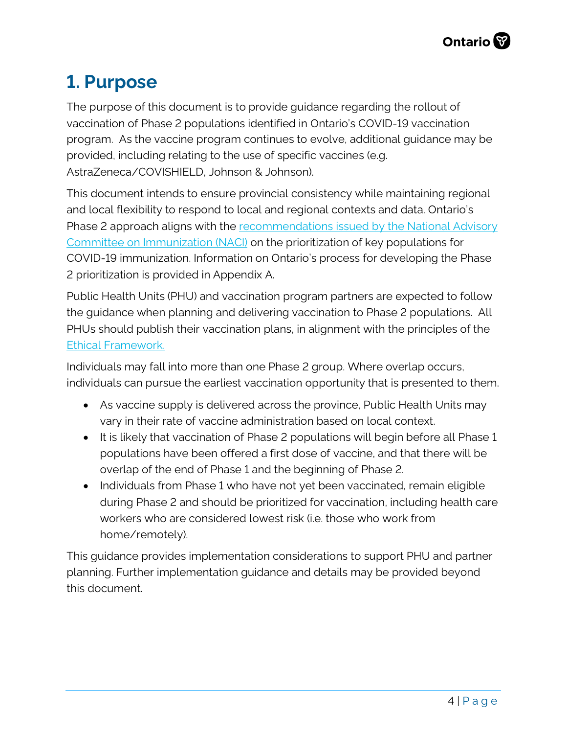# 1. Purpose

The purpose of this document is to provide guidance regarding the rollout of vaccination of Phase 2 populations identified in Ontario's COVID-19 vaccination program. As the vaccine program continues to evolve, additional guidance may be provided, including relating to the use of specific vaccines (e.g. AstraZeneca/COVISHIELD, Johnson & Johnson).

This document intends to ensure provincial consistency while maintaining regional and local flexibility to respond to local and regional contexts and data. Ontario's Phase 2 approach aligns with the [recommendations issued by the National Advisory Committee on Immunization (NACI)]() on the prioritization of key populations for COVID-19 immunization. Information on Ontario's process for developing the Phase 2 prioritization is provided in Appendix A.

Public Health Units (PHU) and vaccination program partners are expected to follow the guidance when planning and delivering vaccination to Phase 2 populations. All PHUs should publish their vaccination plans, in alignment with the principles of the [Ethical Framework.]()

Individuals may fall into more than one Phase 2 group. Where overlap occurs, individuals can pursue the earliest vaccination opportunity that is presented to them.

- As vaccine supply is delivered across the province, Public Health Units may vary in their rate of vaccine administration based on local context.
- It is likely that vaccination of Phase 2 populations will begin before all Phase 1 populations have been offered a first dose of vaccine, and that there will be overlap of the end of Phase 1 and the beginning of Phase 2.
- Individuals from Phase 1 who have not yet been vaccinated, remain eligible during Phase 2 and should be prioritized for vaccination, including health care workers who are considered lowest risk (i.e. those who work from home/remotely).

This guidance provides implementation considerations to support PHU and partner planning. Further implementation guidance and details may be provided beyond this document.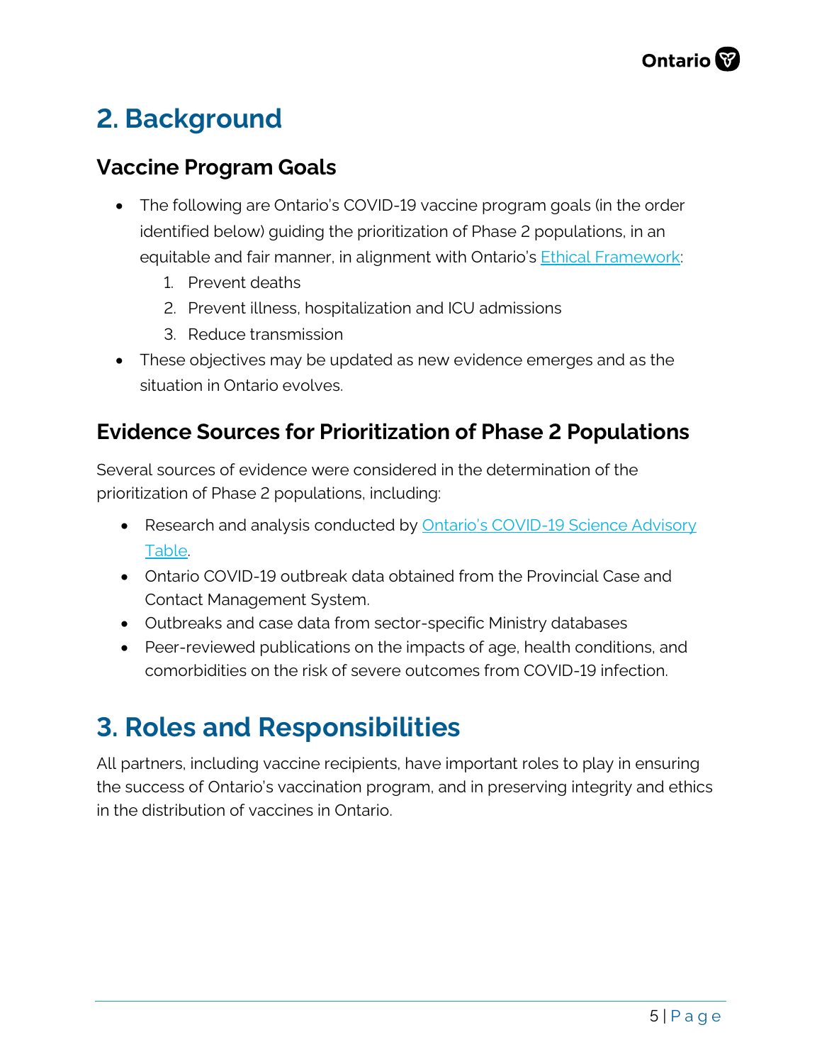## 2. Background

### Vaccine Program Goals

- The following are Ontario's COVID-19 vaccine program goals (in the order identified below) guiding the prioritization of Phase 2 populations, in an equitable and fair manner, in alignment with Ontario's [Ethical Framework](#):
  1. Prevent deaths
  2. Prevent illness, hospitalization and ICU admissions
  3. Reduce transmission
- These objectives may be updated as new evidence emerges and as the situation in Ontario evolves.

### Evidence Sources for Prioritization of Phase 2 Populations

Several sources of evidence were considered in the determination of the prioritization of Phase 2 populations, including:

- Research and analysis conducted by [Ontario's COVID-19 Science Advisory Table](#).
- Ontario COVID-19 outbreak data obtained from the Provincial Case and Contact Management System.
- Outbreaks and case data from sector-specific Ministry databases
- Peer-reviewed publications on the impacts of age, health conditions, and comorbidities on the risk of severe outcomes from COVID-19 infection.

## 3. Roles and Responsibilities

All partners, including vaccine recipients, have important roles to play in ensuring the success of Ontario's vaccination program, and in preserving integrity and ethics in the distribution of vaccines in Ontario.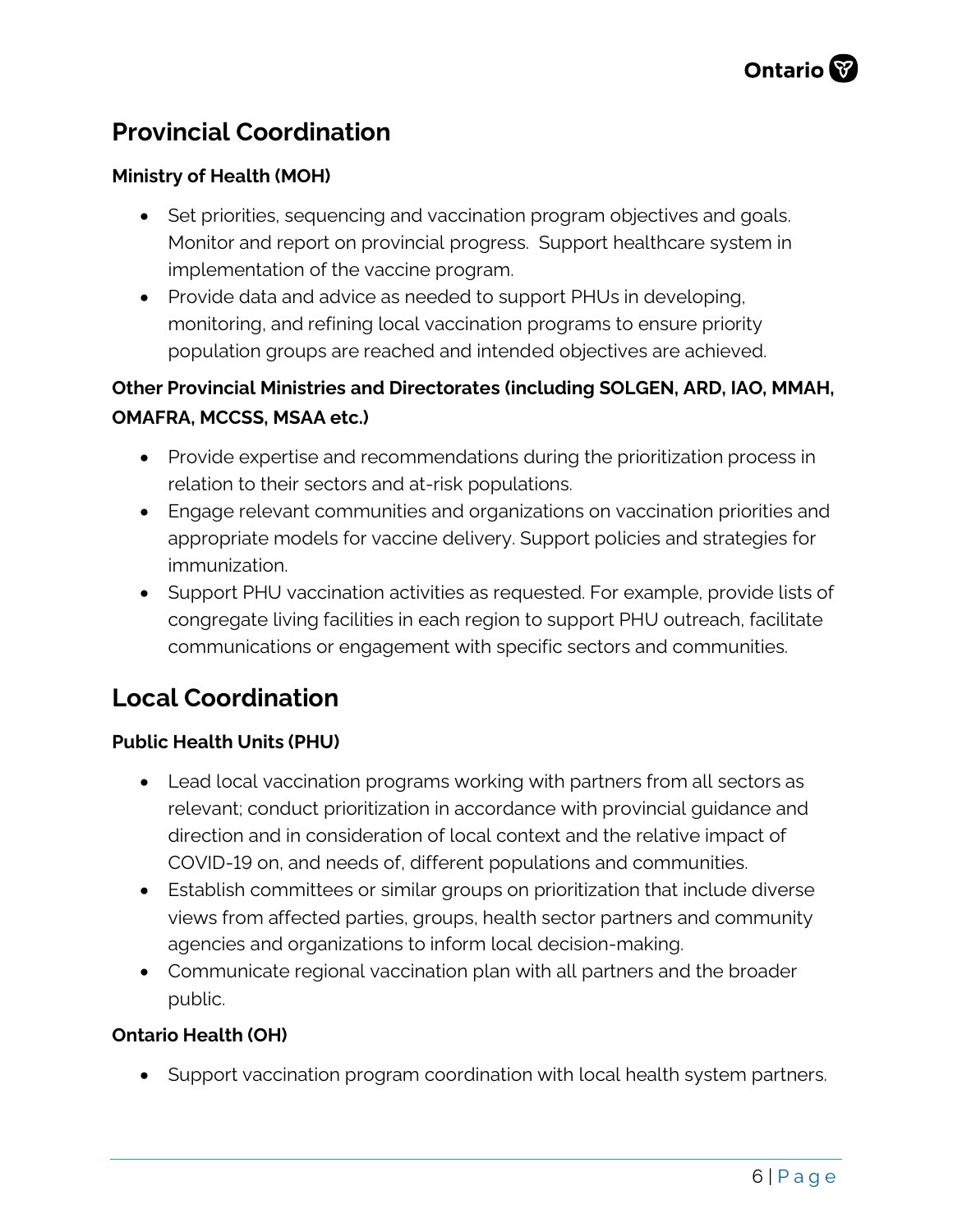## Provincial Coordination

### Ministry of Health (MOH)

- Set priorities, sequencing and vaccination program objectives and goals. Monitor and report on provincial progress. Support healthcare system in implementation of the vaccine program.
- Provide data and advice as needed to support PHUs in developing, monitoring, and refining local vaccination programs to ensure priority population groups are reached and intended objectives are achieved.

### Other Provincial Ministries and Directorates (including SOLGEN, ARD, IAO, MMAH, OMAFRA, MCCSS, MSAA etc.)

- Provide expertise and recommendations during the prioritization process in relation to their sectors and at-risk populations.
- Engage relevant communities and organizations on vaccination priorities and appropriate models for vaccine delivery. Support policies and strategies for immunization.
- Support PHU vaccination activities as requested. For example, provide lists of congregate living facilities in each region to support PHU outreach, facilitate communications or engagement with specific sectors and communities.

## Local Coordination

### Public Health Units (PHU)

- Lead local vaccination programs working with partners from all sectors as relevant; conduct prioritization in accordance with provincial guidance and direction and in consideration of local context and the relative impact of COVID-19 on, and needs of, different populations and communities.
- Establish committees or similar groups on prioritization that include diverse views from affected parties, groups, health sector partners and community agencies and organizations to inform local decision-making.
- Communicate regional vaccination plan with all partners and the broader public.

### Ontario Health (OH)

- Support vaccination program coordination with local health system partners.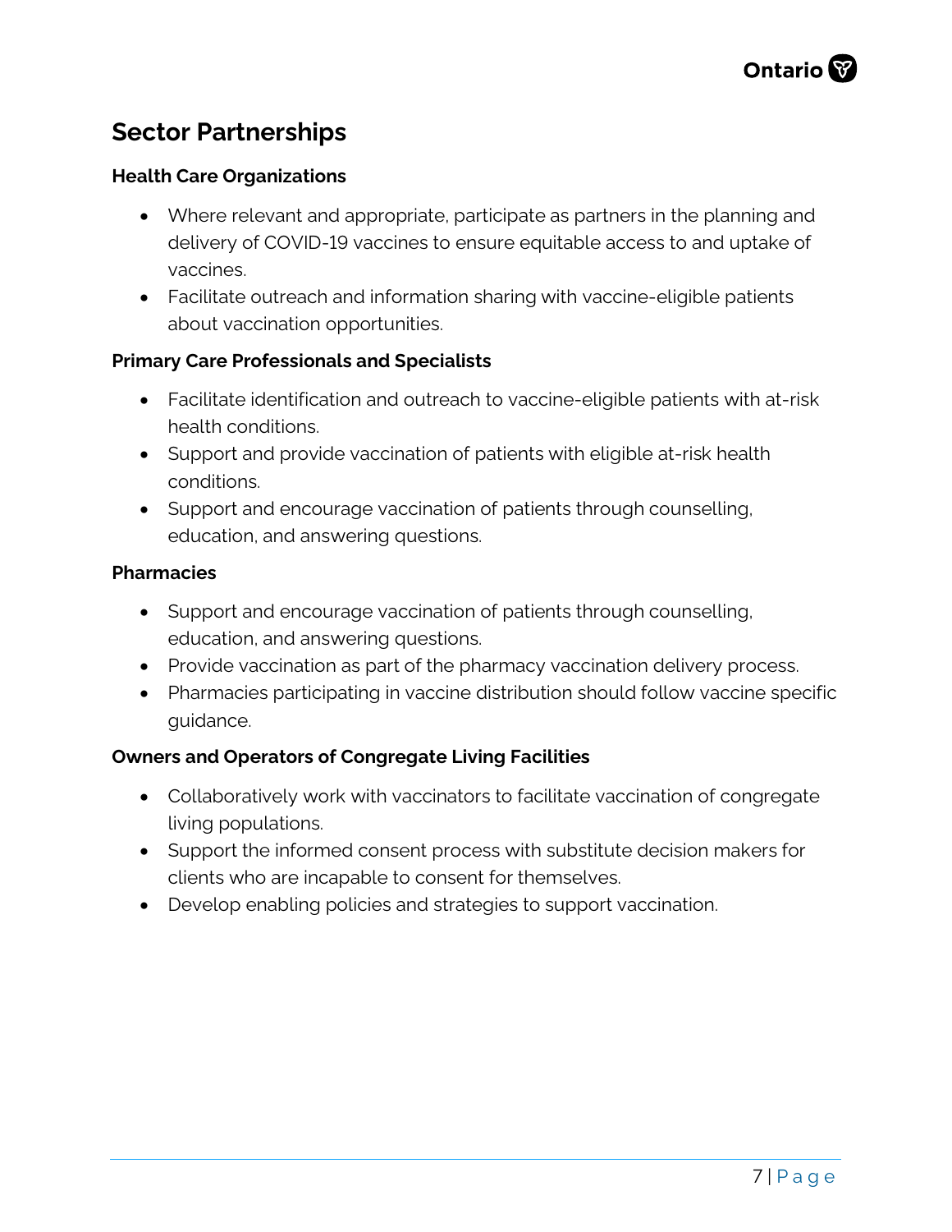## Sector Partnerships

**Health Care Organizations**

- Where relevant and appropriate, participate as partners in the planning and delivery of COVID-19 vaccines to ensure equitable access to and uptake of vaccines.
- Facilitate outreach and information sharing with vaccine-eligible patients about vaccination opportunities.

**Primary Care Professionals and Specialists**

- Facilitate identification and outreach to vaccine-eligible patients with at-risk health conditions.
- Support and provide vaccination of patients with eligible at-risk health conditions.
- Support and encourage vaccination of patients through counselling, education, and answering questions.

**Pharmacies**

- Support and encourage vaccination of patients through counselling, education, and answering questions.
- Provide vaccination as part of the pharmacy vaccination delivery process.
- Pharmacies participating in vaccine distribution should follow vaccine specific guidance.

**Owners and Operators of Congregate Living Facilities**

- Collaboratively work with vaccinators to facilitate vaccination of congregate living populations.
- Support the informed consent process with substitute decision makers for clients who are incapable to consent for themselves.
- Develop enabling policies and strategies to support vaccination.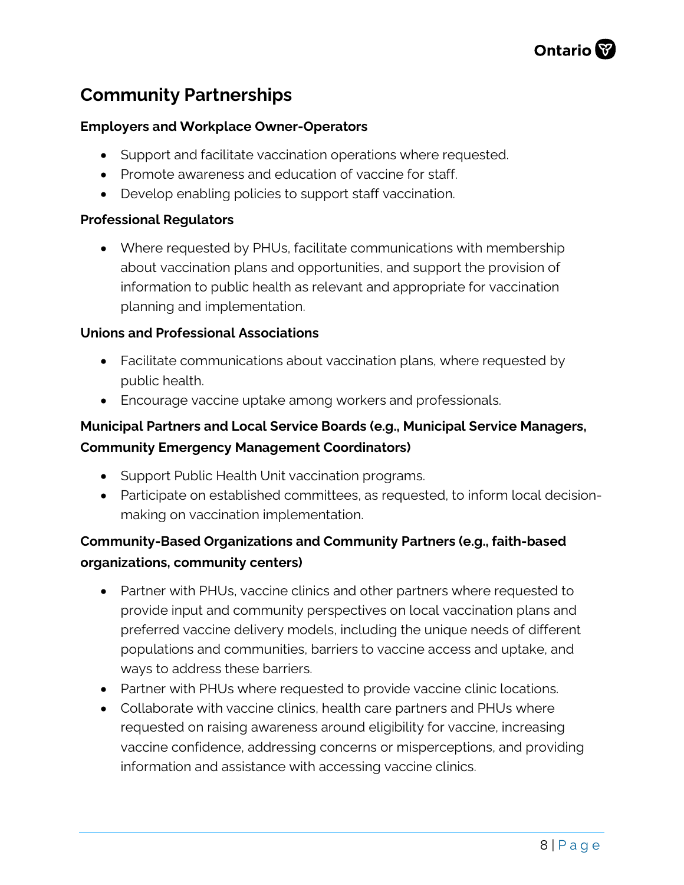## Community Partnerships

**Employers and Workplace Owner-Operators**

- Support and facilitate vaccination operations where requested.
- Promote awareness and education of vaccine for staff.
- Develop enabling policies to support staff vaccination.

**Professional Regulators**

- Where requested by PHUs, facilitate communications with membership about vaccination plans and opportunities, and support the provision of information to public health as relevant and appropriate for vaccination planning and implementation.

**Unions and Professional Associations**

- Facilitate communications about vaccination plans, where requested by public health.
- Encourage vaccine uptake among workers and professionals.

**Municipal Partners and Local Service Boards (e.g., Municipal Service Managers, Community Emergency Management Coordinators)**

- Support Public Health Unit vaccination programs.
- Participate on established committees, as requested, to inform local decision-making on vaccination implementation.

**Community-Based Organizations and Community Partners (e.g., faith-based organizations, community centers)**

- Partner with PHUs, vaccine clinics and other partners where requested to provide input and community perspectives on local vaccination plans and preferred vaccine delivery models, including the unique needs of different populations and communities, barriers to vaccine access and uptake, and ways to address these barriers.
- Partner with PHUs where requested to provide vaccine clinic locations.
- Collaborate with vaccine clinics, health care partners and PHUs where requested on raising awareness around eligibility for vaccine, increasing vaccine confidence, addressing concerns or misperceptions, and providing information and assistance with accessing vaccine clinics.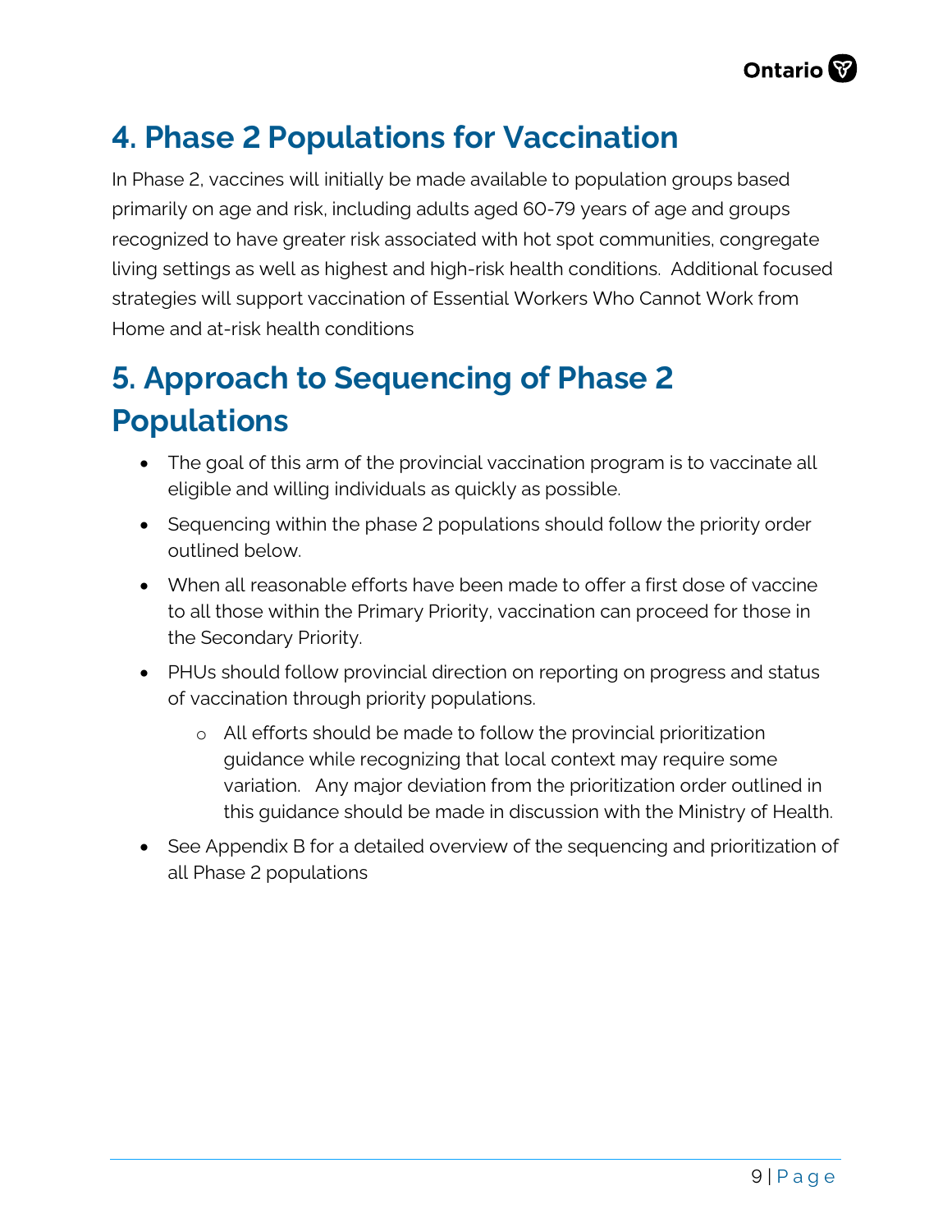# 4. Phase 2 Populations for Vaccination

In Phase 2, vaccines will initially be made available to population groups based primarily on age and risk, including adults aged 60-79 years of age and groups recognized to have greater risk associated with hot spot communities, congregate living settings as well as highest and high-risk health conditions. Additional focused strategies will support vaccination of Essential Workers Who Cannot Work from Home and at-risk health conditions

# 5. Approach to Sequencing of Phase 2 Populations

- The goal of this arm of the provincial vaccination program is to vaccinate all eligible and willing individuals as quickly as possible.
- Sequencing within the phase 2 populations should follow the priority order outlined below.
- When all reasonable efforts have been made to offer a first dose of vaccine to all those within the Primary Priority, vaccination can proceed for those in the Secondary Priority.
- PHUs should follow provincial direction on reporting on progress and status of vaccination through priority populations.
  - All efforts should be made to follow the provincial prioritization guidance while recognizing that local context may require some variation. Any major deviation from the prioritization order outlined in this guidance should be made in discussion with the Ministry of Health.
- See Appendix B for a detailed overview of the sequencing and prioritization of all Phase 2 populations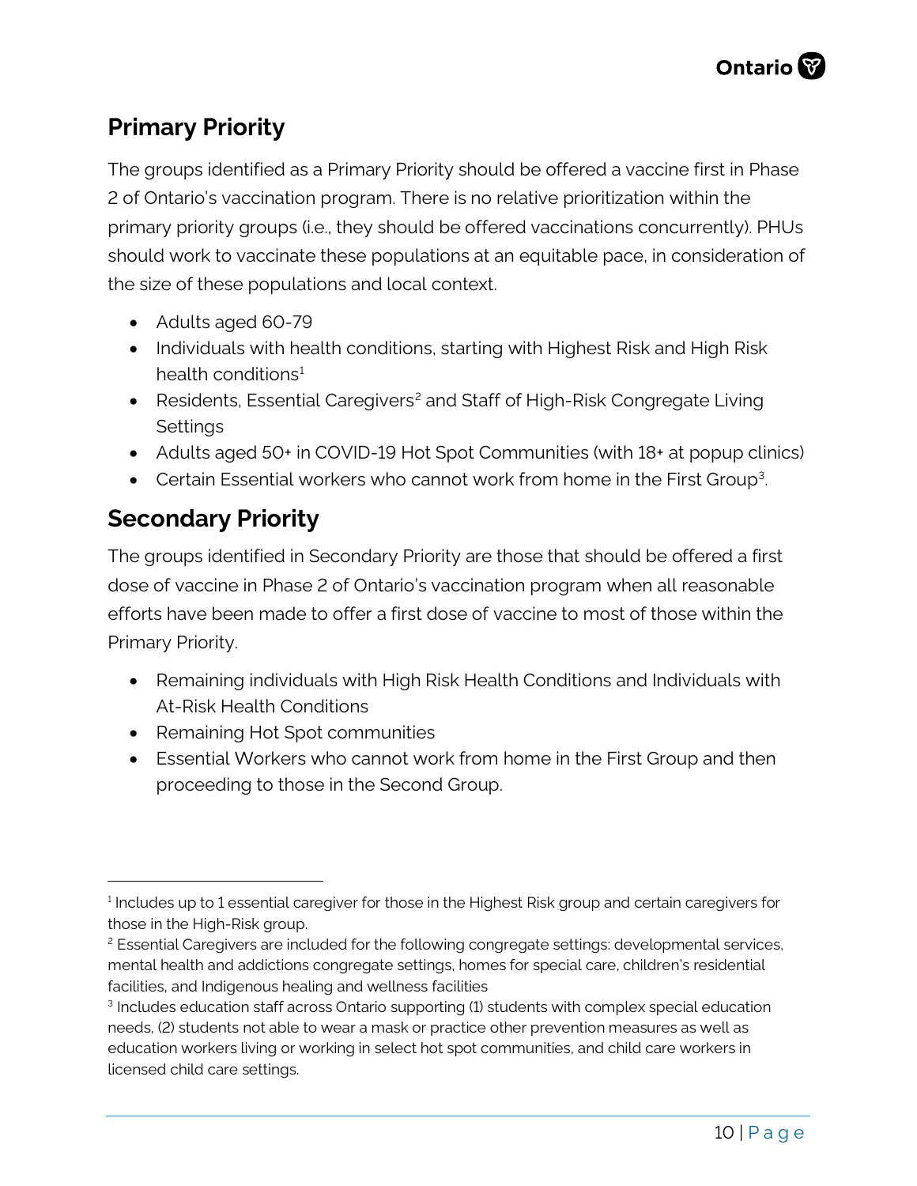## Primary Priority

The groups identified as a Primary Priority should be offered a vaccine first in Phase 2 of Ontario's vaccination program. There is no relative prioritization within the primary priority groups (i.e., they should be offered vaccinations concurrently). PHUs should work to vaccinate these populations at an equitable pace, in consideration of the size of these populations and local context.

- Adults aged 60-79
- Individuals with health conditions, starting with Highest Risk and High Risk health conditions[1]
- Residents, Essential Caregivers[2] and Staff of High-Risk Congregate Living Settings
- Adults aged 50+ in COVID-19 Hot Spot Communities (with 18+ at popup clinics)
- Certain Essential workers who cannot work from home in the First Group[3].

## Secondary Priority

The groups identified in Secondary Priority are those that should be offered a first dose of vaccine in Phase 2 of Ontario's vaccination program when all reasonable efforts have been made to offer a first dose of vaccine to most of those within the Primary Priority.

- Remaining individuals with High Risk Health Conditions and Individuals with At-Risk Health Conditions
- Remaining Hot Spot communities
- Essential Workers who cannot work from home in the First Group and then proceeding to those in the Second Group.

---

[1] Includes up to 1 essential caregiver for those in the Highest Risk group and certain caregivers for those in the High-Risk group.

[2] Essential Caregivers are included for the following congregate settings: developmental services, mental health and addictions congregate settings, homes for special care, children's residential facilities, and Indigenous healing and wellness facilities

[3] Includes education staff across Ontario supporting (1) students with complex special education needs, (2) students not able to wear a mask or practice other prevention measures as well as education workers living or working in select hot spot communities, and child care workers in licensed child care settings.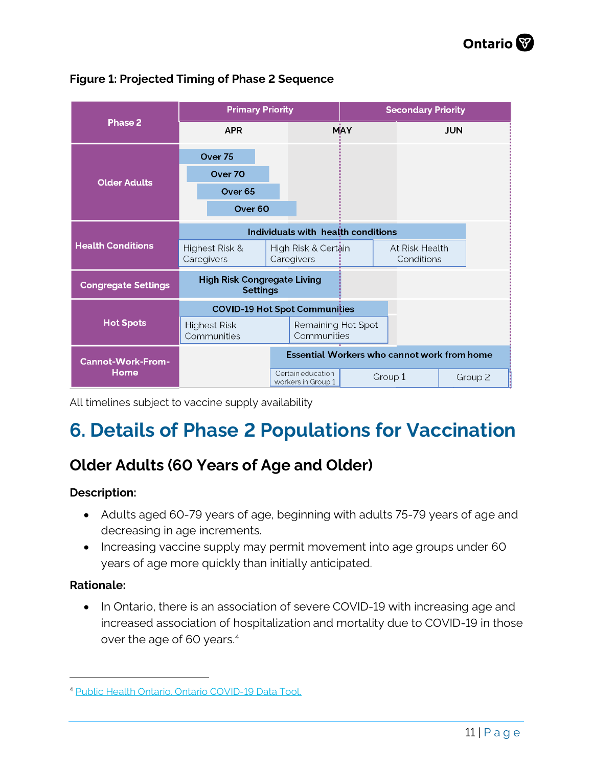**Figure 1: Projected Timing of Phase 2 Sequence**

| Phase 2 | Primary Priority: APR | Primary Priority: MAY | Secondary Priority: JUN |
|---|---|---|---|
| Older Adults | Over 75; Over 70; Over 65; Over 60 | | |
| Health Conditions | Individuals with health conditions: Highest Risk & Caregivers; High Risk & Certain Caregivers | High Risk & Certain Caregivers | At Risk Health Conditions |
| Congregate Settings | High Risk Congregate Living Settings | | |
| Hot Spots | COVID-19 Hot Spot Communities: Highest Risk Communities; Remaining Hot Spot Communities | Remaining Hot Spot Communities | |
| Cannot-Work-From-Home | Essential Workers who cannot work from home: Certain education workers in Group 1 | Group 1 | Group 2 |

All timelines subject to vaccine supply availability

# 6. Details of Phase 2 Populations for Vaccination

## Older Adults (60 Years of Age and Older)

**Description:**

- Adults aged 60-79 years of age, beginning with adults 75-79 years of age and decreasing in age increments.
- Increasing vaccine supply may permit movement into age groups under 60 years of age more quickly than initially anticipated.

**Rationale:**

- In Ontario, there is an association of severe COVID-19 with increasing age and increased association of hospitalization and mortality due to COVID-19 in those over the age of 60 years.[4]

[4] Public Health Ontario. Ontario COVID-19 Data Tool.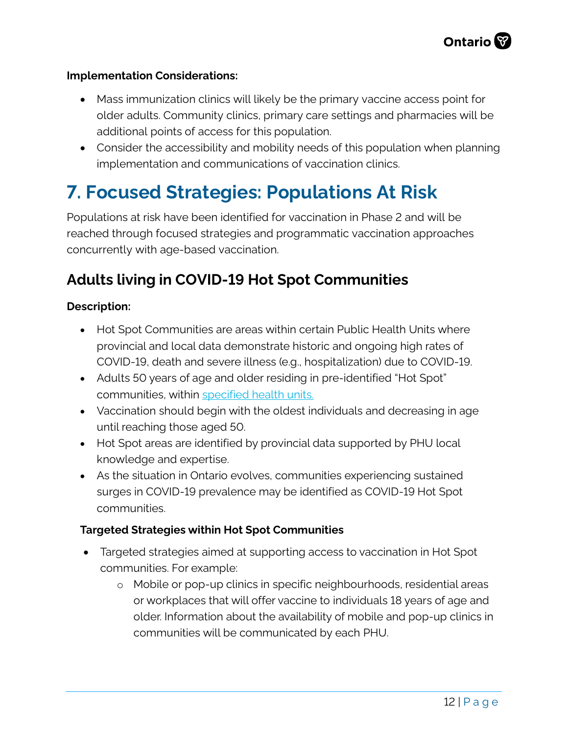**Implementation Considerations:**

- Mass immunization clinics will likely be the primary vaccine access point for older adults. Community clinics, primary care settings and pharmacies will be additional points of access for this population.
- Consider the accessibility and mobility needs of this population when planning implementation and communications of vaccination clinics.

# 7. Focused Strategies: Populations At Risk

Populations at risk have been identified for vaccination in Phase 2 and will be reached through focused strategies and programmatic vaccination approaches concurrently with age-based vaccination.

## Adults living in COVID-19 Hot Spot Communities

**Description:**

- Hot Spot Communities are areas within certain Public Health Units where provincial and local data demonstrate historic and ongoing high rates of COVID-19, death and severe illness (e.g., hospitalization) due to COVID-19.
- Adults 50 years of age and older residing in pre-identified "Hot Spot" communities, within specified health units.
- Vaccination should begin with the oldest individuals and decreasing in age until reaching those aged 50.
- Hot Spot areas are identified by provincial data supported by PHU local knowledge and expertise.
- As the situation in Ontario evolves, communities experiencing sustained surges in COVID-19 prevalence may be identified as COVID-19 Hot Spot communities.

**Targeted Strategies within Hot Spot Communities**

- Targeted strategies aimed at supporting access to vaccination in Hot Spot communities. For example:
  - Mobile or pop-up clinics in specific neighbourhoods, residential areas or workplaces that will offer vaccine to individuals 18 years of age and older. Information about the availability of mobile and pop-up clinics in communities will be communicated by each PHU.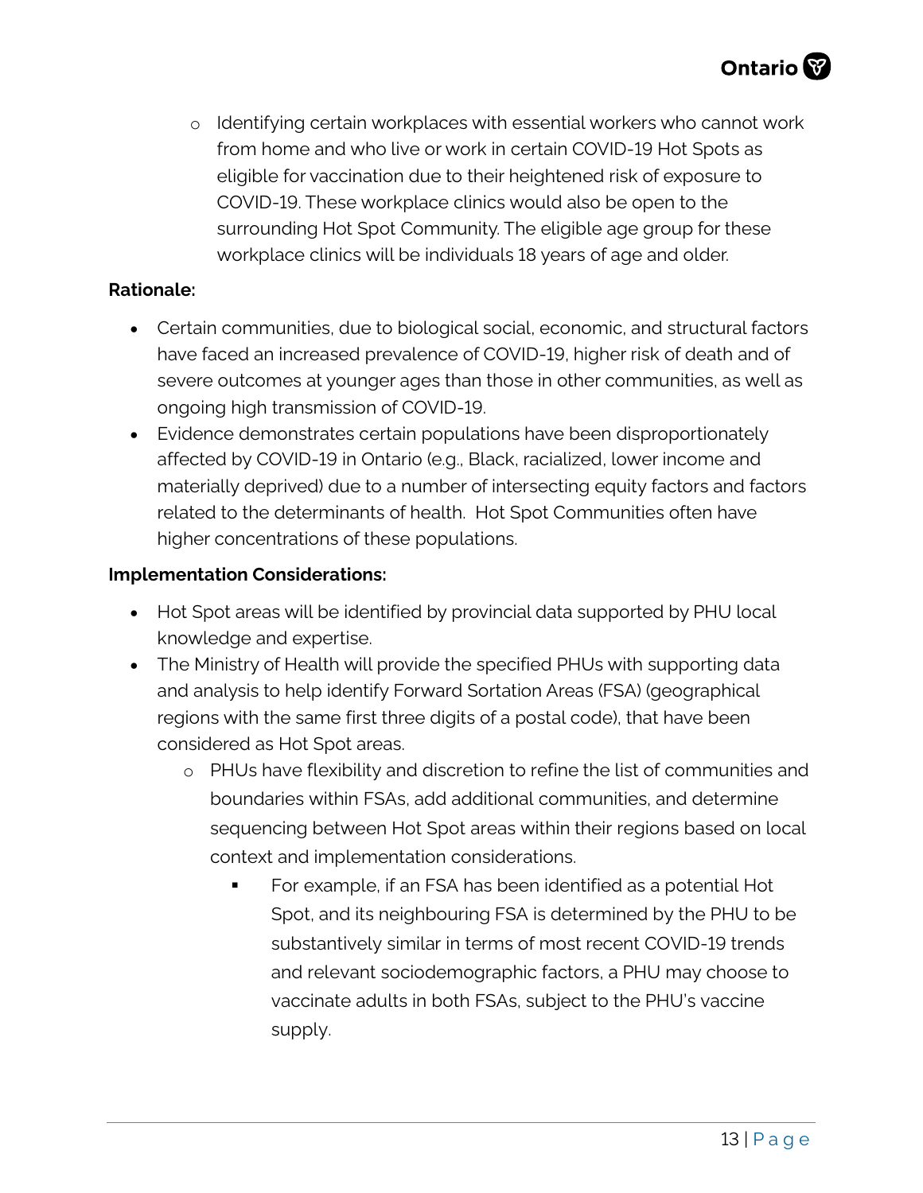- Identifying certain workplaces with essential workers who cannot work from home and who live or work in certain COVID-19 Hot Spots as eligible for vaccination due to their heightened risk of exposure to COVID-19. These workplace clinics would also be open to the surrounding Hot Spot Community. The eligible age group for these workplace clinics will be individuals 18 years of age and older.

**Rationale:**

- Certain communities, due to biological social, economic, and structural factors have faced an increased prevalence of COVID-19, higher risk of death and of severe outcomes at younger ages than those in other communities, as well as ongoing high transmission of COVID-19.
- Evidence demonstrates certain populations have been disproportionately affected by COVID-19 in Ontario (e.g., Black, racialized, lower income and materially deprived) due to a number of intersecting equity factors and factors related to the determinants of health. Hot Spot Communities often have higher concentrations of these populations.

**Implementation Considerations:**

- Hot Spot areas will be identified by provincial data supported by PHU local knowledge and expertise.
- The Ministry of Health will provide the specified PHUs with supporting data and analysis to help identify Forward Sortation Areas (FSA) (geographical regions with the same first three digits of a postal code), that have been considered as Hot Spot areas.
    - PHUs have flexibility and discretion to refine the list of communities and boundaries within FSAs, add additional communities, and determine sequencing between Hot Spot areas within their regions based on local context and implementation considerations.
        - For example, if an FSA has been identified as a potential Hot Spot, and its neighbouring FSA is determined by the PHU to be substantively similar in terms of most recent COVID-19 trends and relevant sociodemographic factors, a PHU may choose to vaccinate adults in both FSAs, subject to the PHU's vaccine supply.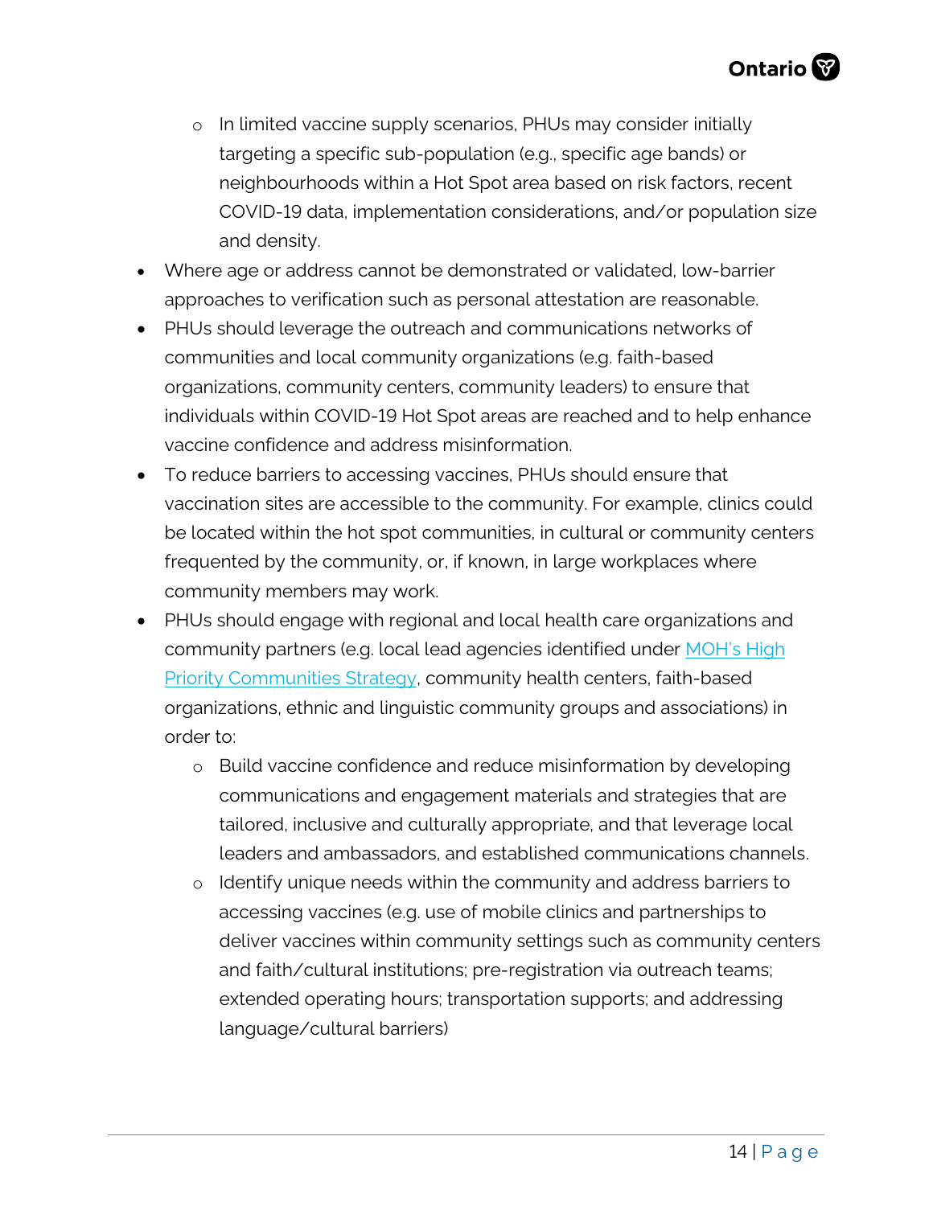- In limited vaccine supply scenarios, PHUs may consider initially targeting a specific sub-population (e.g., specific age bands) or neighbourhoods within a Hot Spot area based on risk factors, recent COVID-19 data, implementation considerations, and/or population size and density.
- Where age or address cannot be demonstrated or validated, low-barrier approaches to verification such as personal attestation are reasonable.
- PHUs should leverage the outreach and communications networks of communities and local community organizations (e.g. faith-based organizations, community centers, community leaders) to ensure that individuals within COVID-19 Hot Spot areas are reached and to help enhance vaccine confidence and address misinformation.
- To reduce barriers to accessing vaccines, PHUs should ensure that vaccination sites are accessible to the community. For example, clinics could be located within the hot spot communities, in cultural or community centers frequented by the community, or, if known, in large workplaces where community members may work.
- PHUs should engage with regional and local health care organizations and community partners (e.g. local lead agencies identified under [MOH's High Priority Communities Strategy](), community health centers, faith-based organizations, ethnic and linguistic community groups and associations) in order to:
    - Build vaccine confidence and reduce misinformation by developing communications and engagement materials and strategies that are tailored, inclusive and culturally appropriate, and that leverage local leaders and ambassadors, and established communications channels.
    - Identify unique needs within the community and address barriers to accessing vaccines (e.g. use of mobile clinics and partnerships to deliver vaccines within community settings such as community centers and faith/cultural institutions; pre-registration via outreach teams; extended operating hours; transportation supports; and addressing language/cultural barriers)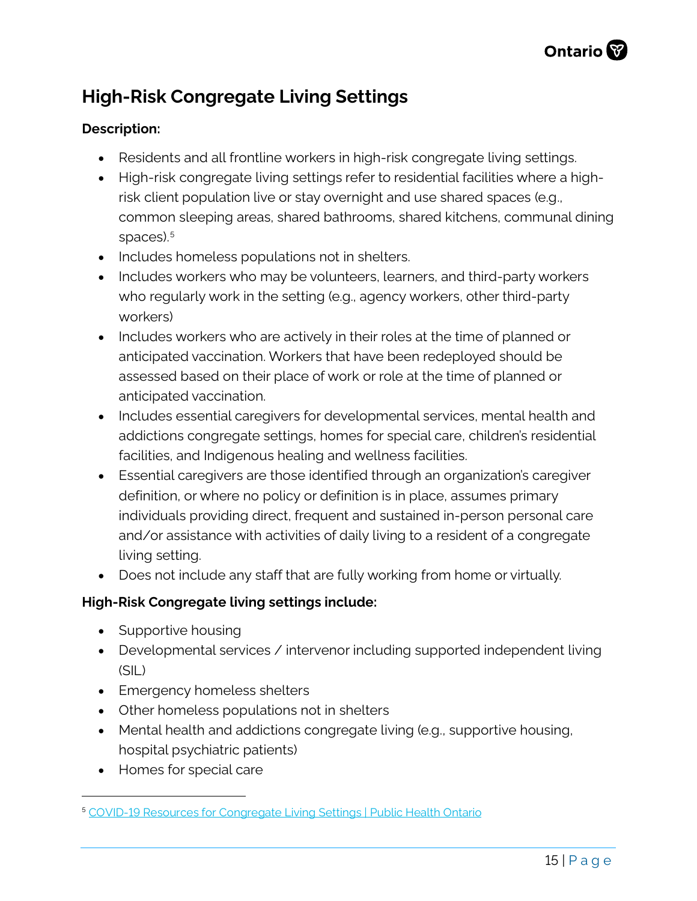## High-Risk Congregate Living Settings

**Description:**

- Residents and all frontline workers in high-risk congregate living settings.
- High-risk congregate living settings refer to residential facilities where a high-risk client population live or stay overnight and use shared spaces (e.g., common sleeping areas, shared bathrooms, shared kitchens, communal dining spaces).[5]
- Includes homeless populations not in shelters.
- Includes workers who may be volunteers, learners, and third-party workers who regularly work in the setting (e.g., agency workers, other third-party workers)
- Includes workers who are actively in their roles at the time of planned or anticipated vaccination. Workers that have been redeployed should be assessed based on their place of work or role at the time of planned or anticipated vaccination.
- Includes essential caregivers for developmental services, mental health and addictions congregate settings, homes for special care, children's residential facilities, and Indigenous healing and wellness facilities.
- Essential caregivers are those identified through an organization's caregiver definition, or where no policy or definition is in place, assumes primary individuals providing direct, frequent and sustained in-person personal care and/or assistance with activities of daily living to a resident of a congregate living setting.
- Does not include any staff that are fully working from home or virtually.

**High-Risk Congregate living settings include:**

- Supportive housing
- Developmental services / intervenor including supported independent living (SIL)
- Emergency homeless shelters
- Other homeless populations not in shelters
- Mental health and addictions congregate living (e.g., supportive housing, hospital psychiatric patients)
- Homes for special care

[5] COVID-19 Resources for Congregate Living Settings | Public Health Ontario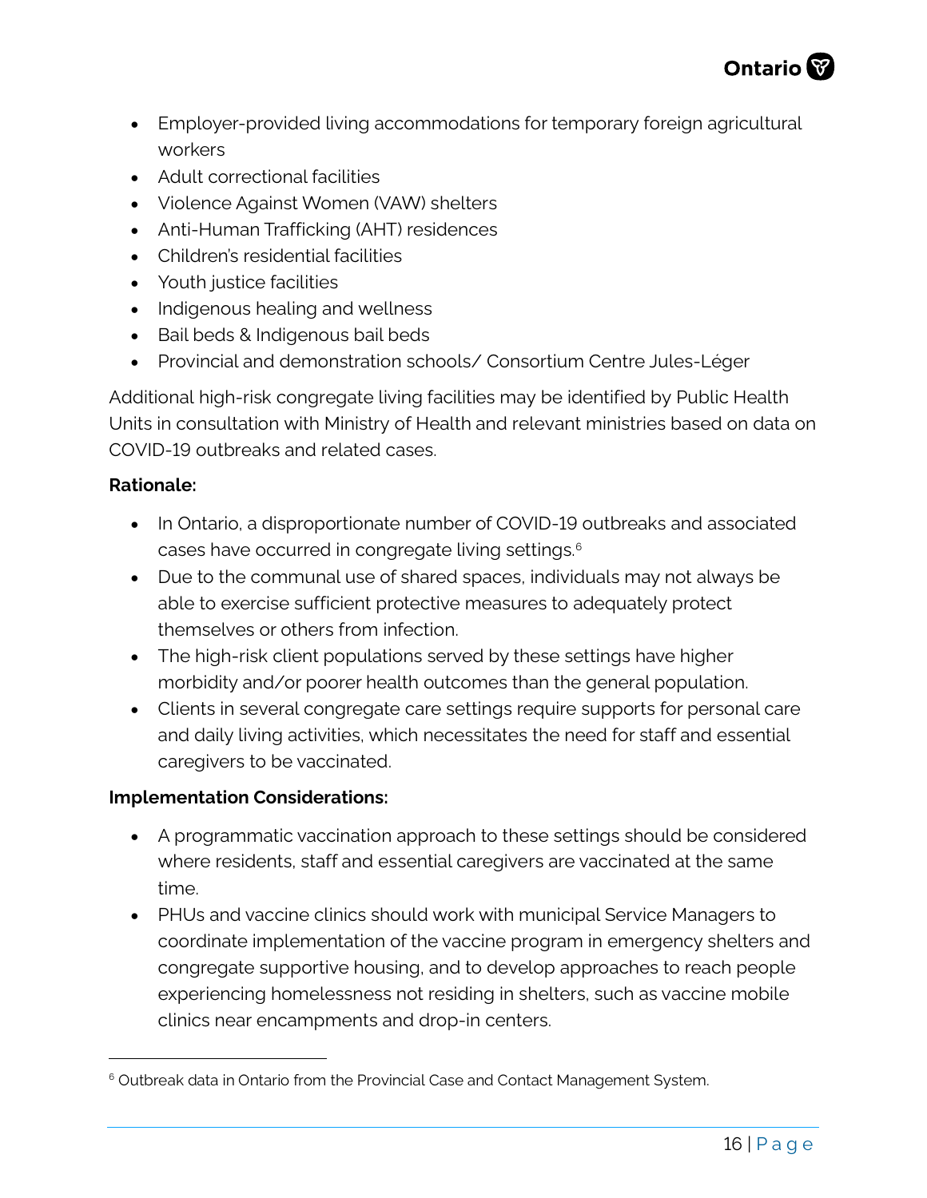- Employer-provided living accommodations for temporary foreign agricultural workers
- Adult correctional facilities
- Violence Against Women (VAW) shelters
- Anti-Human Trafficking (AHT) residences
- Children's residential facilities
- Youth justice facilities
- Indigenous healing and wellness
- Bail beds & Indigenous bail beds
- Provincial and demonstration schools/ Consortium Centre Jules-Léger

Additional high-risk congregate living facilities may be identified by Public Health Units in consultation with Ministry of Health and relevant ministries based on data on COVID-19 outbreaks and related cases.

**Rationale:**

- In Ontario, a disproportionate number of COVID-19 outbreaks and associated cases have occurred in congregate living settings.[6]
- Due to the communal use of shared spaces, individuals may not always be able to exercise sufficient protective measures to adequately protect themselves or others from infection.
- The high-risk client populations served by these settings have higher morbidity and/or poorer health outcomes than the general population.
- Clients in several congregate care settings require supports for personal care and daily living activities, which necessitates the need for staff and essential caregivers to be vaccinated.

**Implementation Considerations:**

- A programmatic vaccination approach to these settings should be considered where residents, staff and essential caregivers are vaccinated at the same time.
- PHUs and vaccine clinics should work with municipal Service Managers to coordinate implementation of the vaccine program in emergency shelters and congregate supportive housing, and to develop approaches to reach people experiencing homelessness not residing in shelters, such as vaccine mobile clinics near encampments and drop-in centers.

---

[6] Outbreak data in Ontario from the Provincial Case and Contact Management System.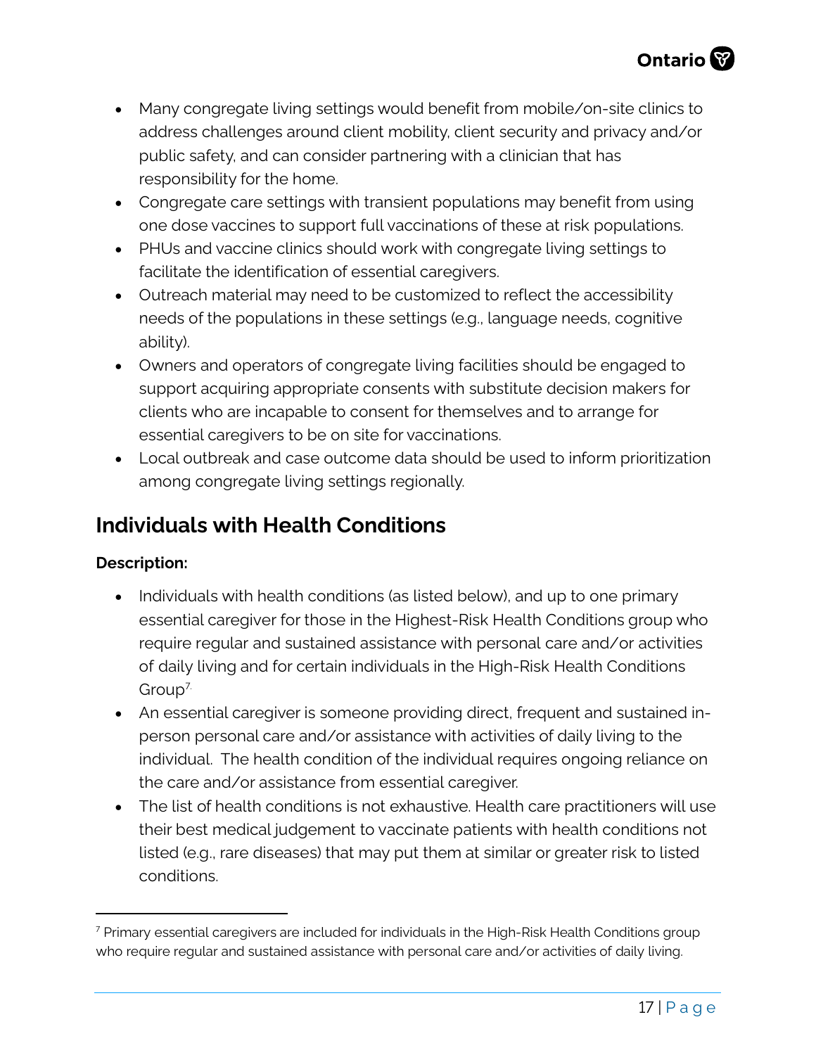- Many congregate living settings would benefit from mobile/on-site clinics to address challenges around client mobility, client security and privacy and/or public safety, and can consider partnering with a clinician that has responsibility for the home.
- Congregate care settings with transient populations may benefit from using one dose vaccines to support full vaccinations of these at risk populations.
- PHUs and vaccine clinics should work with congregate living settings to facilitate the identification of essential caregivers.
- Outreach material may need to be customized to reflect the accessibility needs of the populations in these settings (e.g., language needs, cognitive ability).
- Owners and operators of congregate living facilities should be engaged to support acquiring appropriate consents with substitute decision makers for clients who are incapable to consent for themselves and to arrange for essential caregivers to be on site for vaccinations.
- Local outbreak and case outcome data should be used to inform prioritization among congregate living settings regionally.

## Individuals with Health Conditions

**Description:**

- Individuals with health conditions (as listed below), and up to one primary essential caregiver for those in the Highest-Risk Health Conditions group who require regular and sustained assistance with personal care and/or activities of daily living and for certain individuals in the High-Risk Health Conditions Group[7].
- An essential caregiver is someone providing direct, frequent and sustained in-person personal care and/or assistance with activities of daily living to the individual. The health condition of the individual requires ongoing reliance on the care and/or assistance from essential caregiver.
- The list of health conditions is not exhaustive. Health care practitioners will use their best medical judgement to vaccinate patients with health conditions not listed (e.g., rare diseases) that may put them at similar or greater risk to listed conditions.

[7] Primary essential caregivers are included for individuals in the High-Risk Health Conditions group who require regular and sustained assistance with personal care and/or activities of daily living.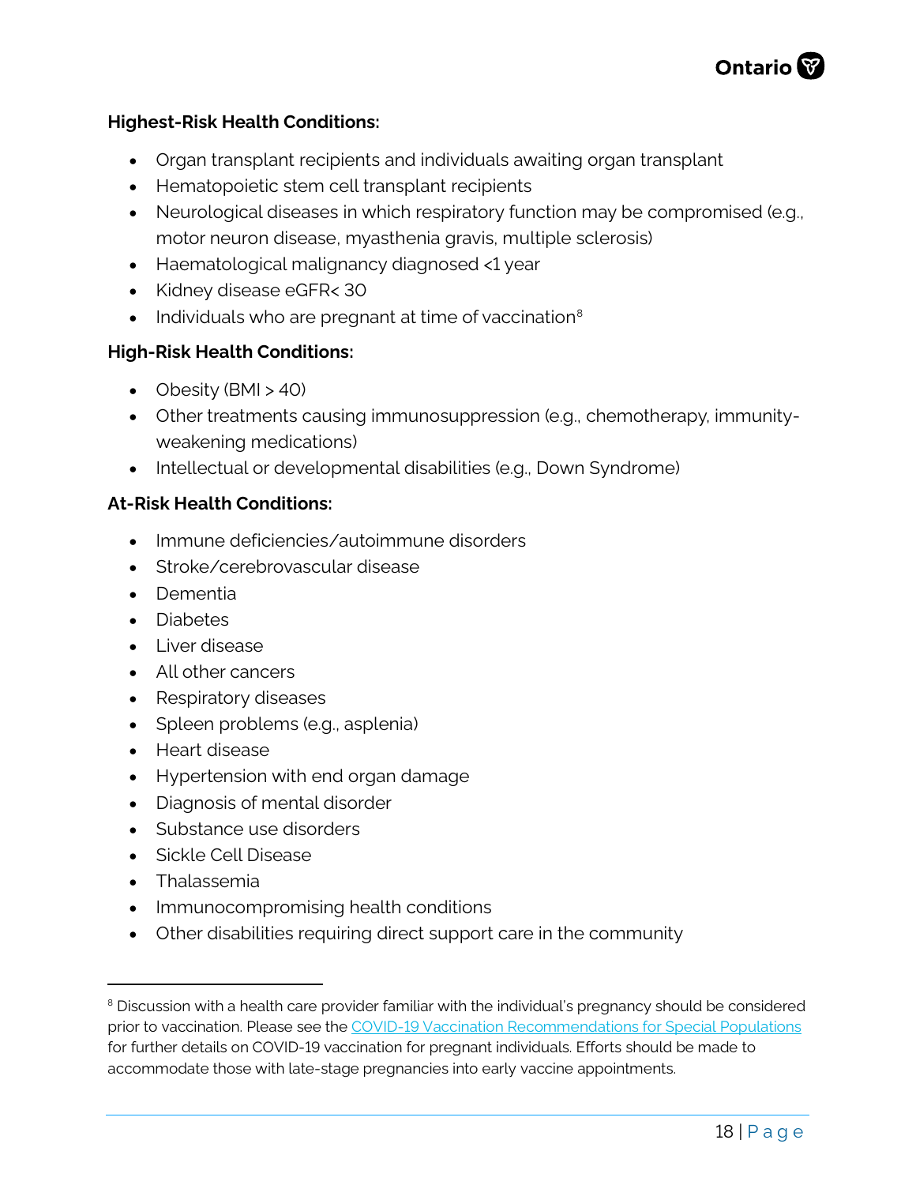**Highest-Risk Health Conditions:**

- Organ transplant recipients and individuals awaiting organ transplant
- Hematopoietic stem cell transplant recipients
- Neurological diseases in which respiratory function may be compromised (e.g., motor neuron disease, myasthenia gravis, multiple sclerosis)
- Haematological malignancy diagnosed <1 year
- Kidney disease eGFR< 30
- Individuals who are pregnant at time of vaccination[8]

**High-Risk Health Conditions:**

- Obesity (BMI > 40)
- Other treatments causing immunosuppression (e.g., chemotherapy, immunity-weakening medications)
- Intellectual or developmental disabilities (e.g., Down Syndrome)

**At-Risk Health Conditions:**

- Immune deficiencies/autoimmune disorders
- Stroke/cerebrovascular disease
- Dementia
- Diabetes
- Liver disease
- All other cancers
- Respiratory diseases
- Spleen problems (e.g., asplenia)
- Heart disease
- Hypertension with end organ damage
- Diagnosis of mental disorder
- Substance use disorders
- Sickle Cell Disease
- Thalassemia
- Immunocompromising health conditions
- Other disabilities requiring direct support care in the community

---

[8] Discussion with a health care provider familiar with the individual's pregnancy should be considered prior to vaccination. Please see the COVID-19 Vaccination Recommendations for Special Populations for further details on COVID-19 vaccination for pregnant individuals. Efforts should be made to accommodate those with late-stage pregnancies into early vaccine appointments.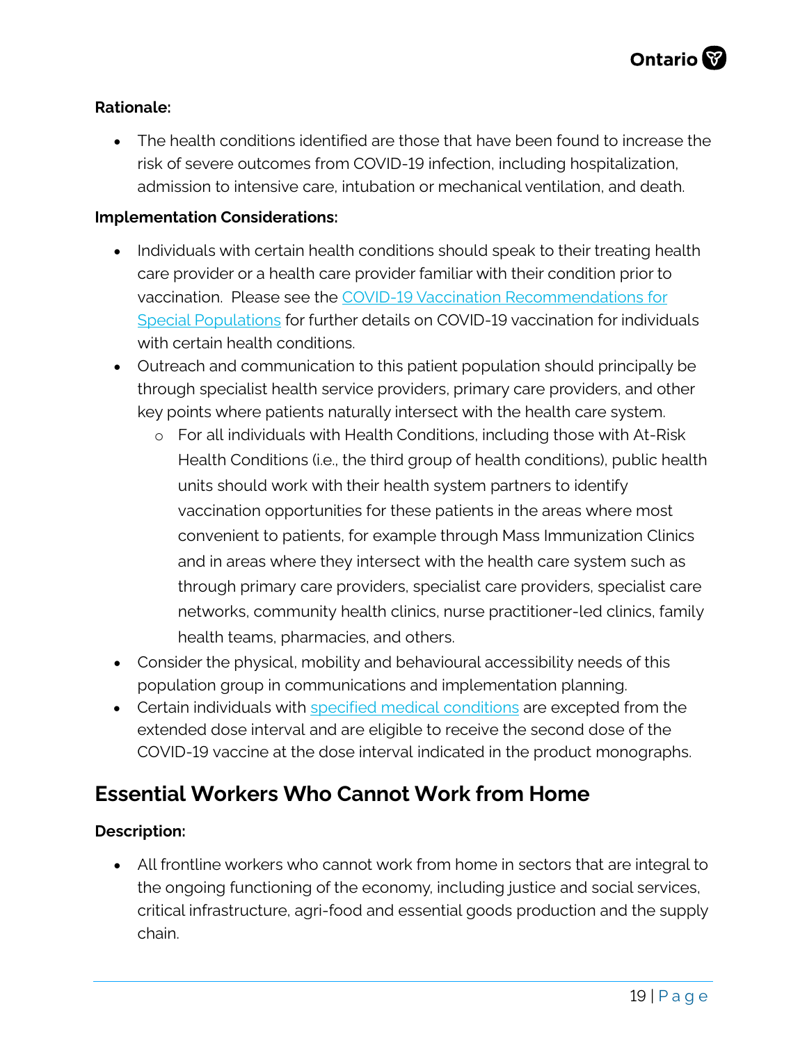**Rationale:**

- The health conditions identified are those that have been found to increase the risk of severe outcomes from COVID-19 infection, including hospitalization, admission to intensive care, intubation or mechanical ventilation, and death.

**Implementation Considerations:**

- Individuals with certain health conditions should speak to their treating health care provider or a health care provider familiar with their condition prior to vaccination. Please see the [COVID-19 Vaccination Recommendations for Special Populations](#) for further details on COVID-19 vaccination for individuals with certain health conditions.
- Outreach and communication to this patient population should principally be through specialist health service providers, primary care providers, and other key points where patients naturally intersect with the health care system.
    - For all individuals with Health Conditions, including those with At-Risk Health Conditions (i.e., the third group of health conditions), public health units should work with their health system partners to identify vaccination opportunities for these patients in the areas where most convenient to patients, for example through Mass Immunization Clinics and in areas where they intersect with the health care system such as through primary care providers, specialist care providers, specialist care networks, community health clinics, nurse practitioner-led clinics, family health teams, pharmacies, and others.
- Consider the physical, mobility and behavioural accessibility needs of this population group in communications and implementation planning.
- Certain individuals with [specified medical conditions](#) are excepted from the extended dose interval and are eligible to receive the second dose of the COVID-19 vaccine at the dose interval indicated in the product monographs.

## Essential Workers Who Cannot Work from Home

**Description:**

- All frontline workers who cannot work from home in sectors that are integral to the ongoing functioning of the economy, including justice and social services, critical infrastructure, agri-food and essential goods production and the supply chain.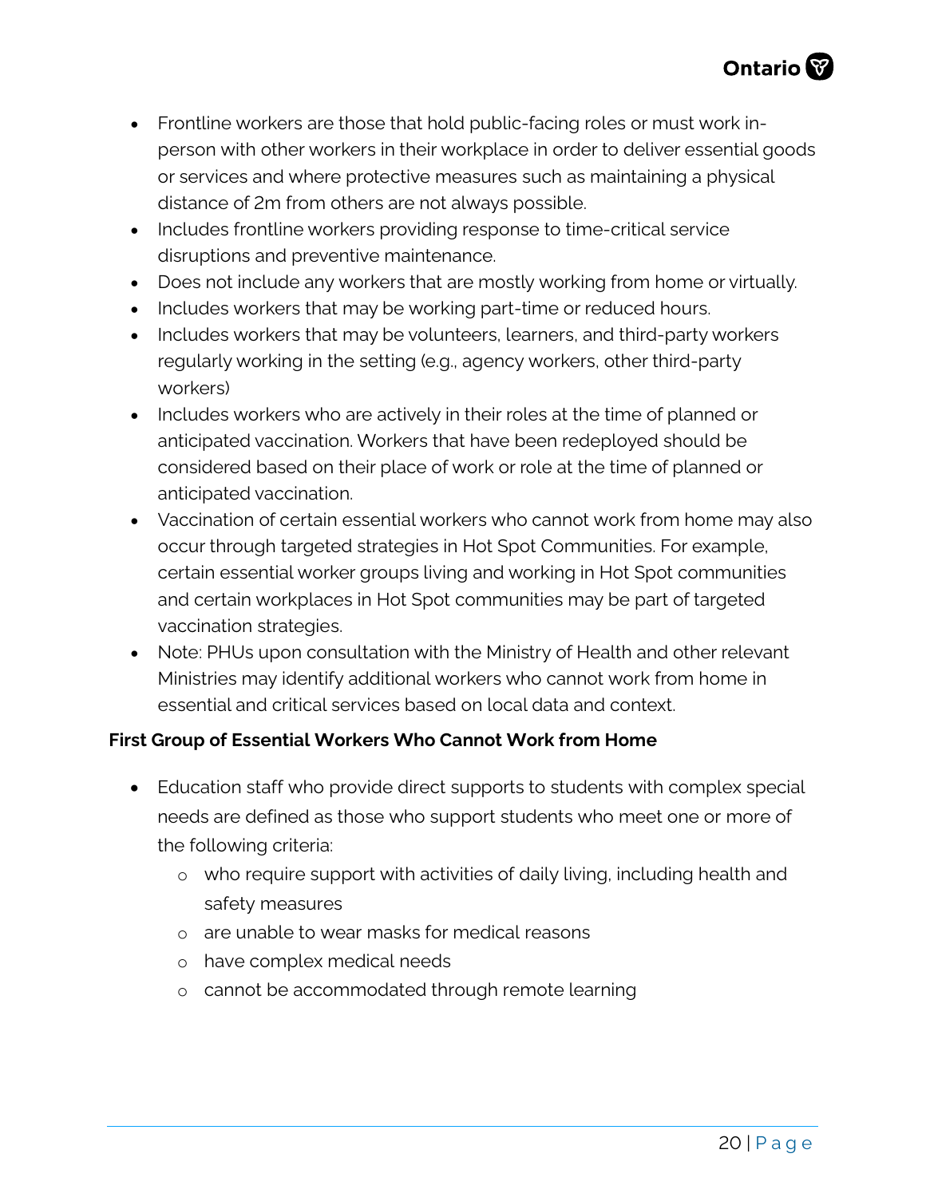- Frontline workers are those that hold public-facing roles or must work in-person with other workers in their workplace in order to deliver essential goods or services and where protective measures such as maintaining a physical distance of 2m from others are not always possible.
- Includes frontline workers providing response to time-critical service disruptions and preventive maintenance.
- Does not include any workers that are mostly working from home or virtually.
- Includes workers that may be working part-time or reduced hours.
- Includes workers that may be volunteers, learners, and third-party workers regularly working in the setting (e.g., agency workers, other third-party workers)
- Includes workers who are actively in their roles at the time of planned or anticipated vaccination. Workers that have been redeployed should be considered based on their place of work or role at the time of planned or anticipated vaccination.
- Vaccination of certain essential workers who cannot work from home may also occur through targeted strategies in Hot Spot Communities. For example, certain essential worker groups living and working in Hot Spot communities and certain workplaces in Hot Spot communities may be part of targeted vaccination strategies.
- Note: PHUs upon consultation with the Ministry of Health and other relevant Ministries may identify additional workers who cannot work from home in essential and critical services based on local data and context.

**First Group of Essential Workers Who Cannot Work from Home**

- Education staff who provide direct supports to students with complex special needs are defined as those who support students who meet one or more of the following criteria:
    - who require support with activities of daily living, including health and safety measures
    - are unable to wear masks for medical reasons
    - have complex medical needs
    - cannot be accommodated through remote learning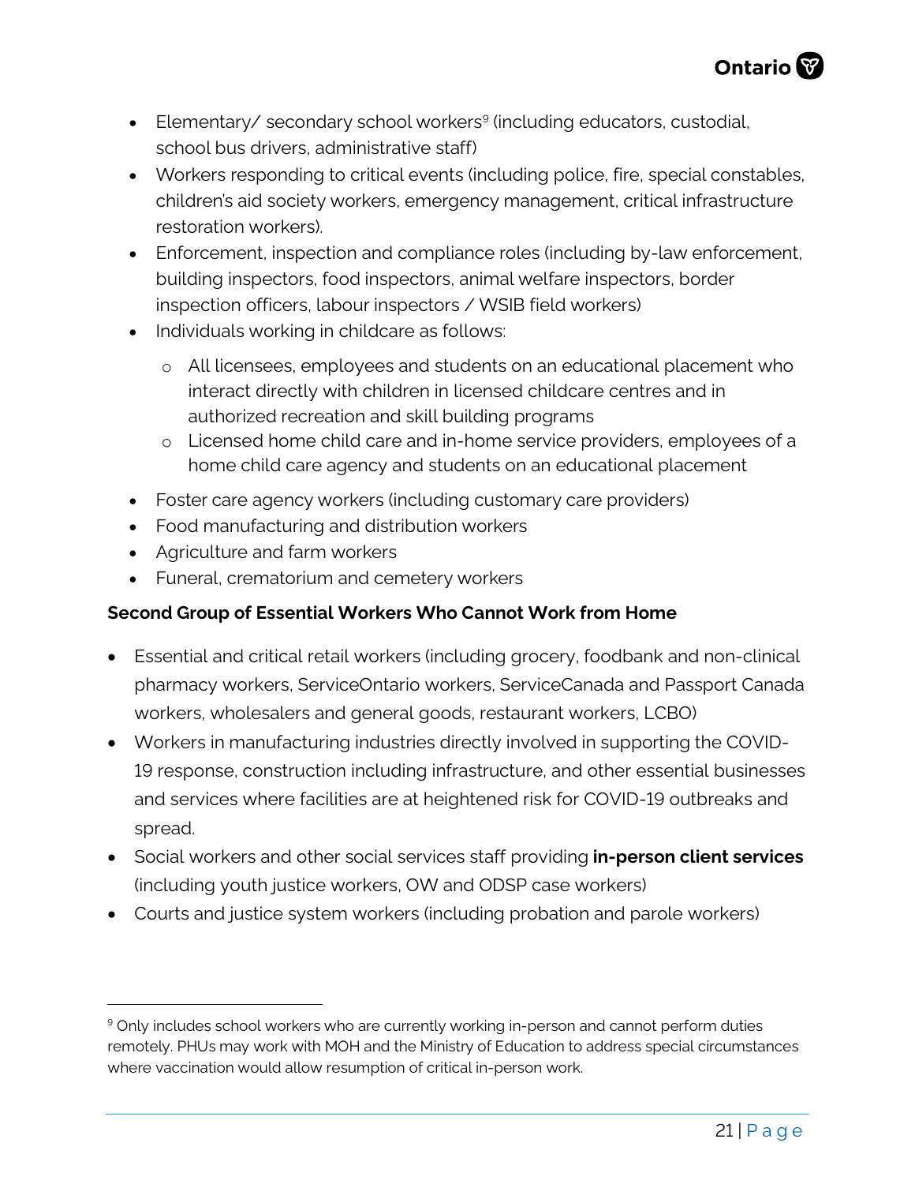- Elementary/ secondary school workers[9] (including educators, custodial, school bus drivers, administrative staff)
- Workers responding to critical events (including police, fire, special constables, children's aid society workers, emergency management, critical infrastructure restoration workers).
- Enforcement, inspection and compliance roles (including by-law enforcement, building inspectors, food inspectors, animal welfare inspectors, border inspection officers, labour inspectors / WSIB field workers)
- Individuals working in childcare as follows:
    - All licensees, employees and students on an educational placement who interact directly with children in licensed childcare centres and in authorized recreation and skill building programs
    - Licensed home child care and in-home service providers, employees of a home child care agency and students on an educational placement
- Foster care agency workers (including customary care providers)
- Food manufacturing and distribution workers
- Agriculture and farm workers
- Funeral, crematorium and cemetery workers

**Second Group of Essential Workers Who Cannot Work from Home**

- Essential and critical retail workers (including grocery, foodbank and non-clinical pharmacy workers, ServiceOntario workers, ServiceCanada and Passport Canada workers, wholesalers and general goods, restaurant workers, LCBO)
- Workers in manufacturing industries directly involved in supporting the COVID-19 response, construction including infrastructure, and other essential businesses and services where facilities are at heightened risk for COVID-19 outbreaks and spread.
- Social workers and other social services staff providing **in-person client services** (including youth justice workers, OW and ODSP case workers)
- Courts and justice system workers (including probation and parole workers)

[9] Only includes school workers who are currently working in-person and cannot perform duties remotely. PHUs may work with MOH and the Ministry of Education to address special circumstances where vaccination would allow resumption of critical in-person work.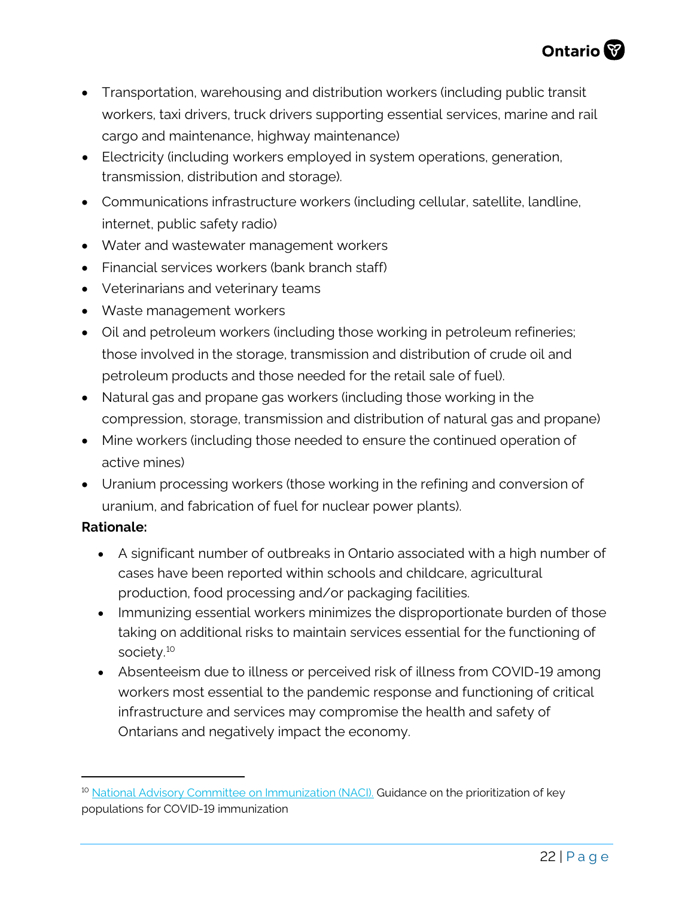- Transportation, warehousing and distribution workers (including public transit workers, taxi drivers, truck drivers supporting essential services, marine and rail cargo and maintenance, highway maintenance)
- Electricity (including workers employed in system operations, generation, transmission, distribution and storage).
- Communications infrastructure workers (including cellular, satellite, landline, internet, public safety radio)
- Water and wastewater management workers
- Financial services workers (bank branch staff)
- Veterinarians and veterinary teams
- Waste management workers
- Oil and petroleum workers (including those working in petroleum refineries; those involved in the storage, transmission and distribution of crude oil and petroleum products and those needed for the retail sale of fuel).
- Natural gas and propane gas workers (including those working in the compression, storage, transmission and distribution of natural gas and propane)
- Mine workers (including those needed to ensure the continued operation of active mines)
- Uranium processing workers (those working in the refining and conversion of uranium, and fabrication of fuel for nuclear power plants).

**Rationale:**

- A significant number of outbreaks in Ontario associated with a high number of cases have been reported within schools and childcare, agricultural production, food processing and/or packaging facilities.
- Immunizing essential workers minimizes the disproportionate burden of those taking on additional risks to maintain services essential for the functioning of society.[10]
- Absenteeism due to illness or perceived risk of illness from COVID-19 among workers most essential to the pandemic response and functioning of critical infrastructure and services may compromise the health and safety of Ontarians and negatively impact the economy.

[10] National Advisory Committee on Immunization (NACI). Guidance on the prioritization of key populations for COVID-19 immunization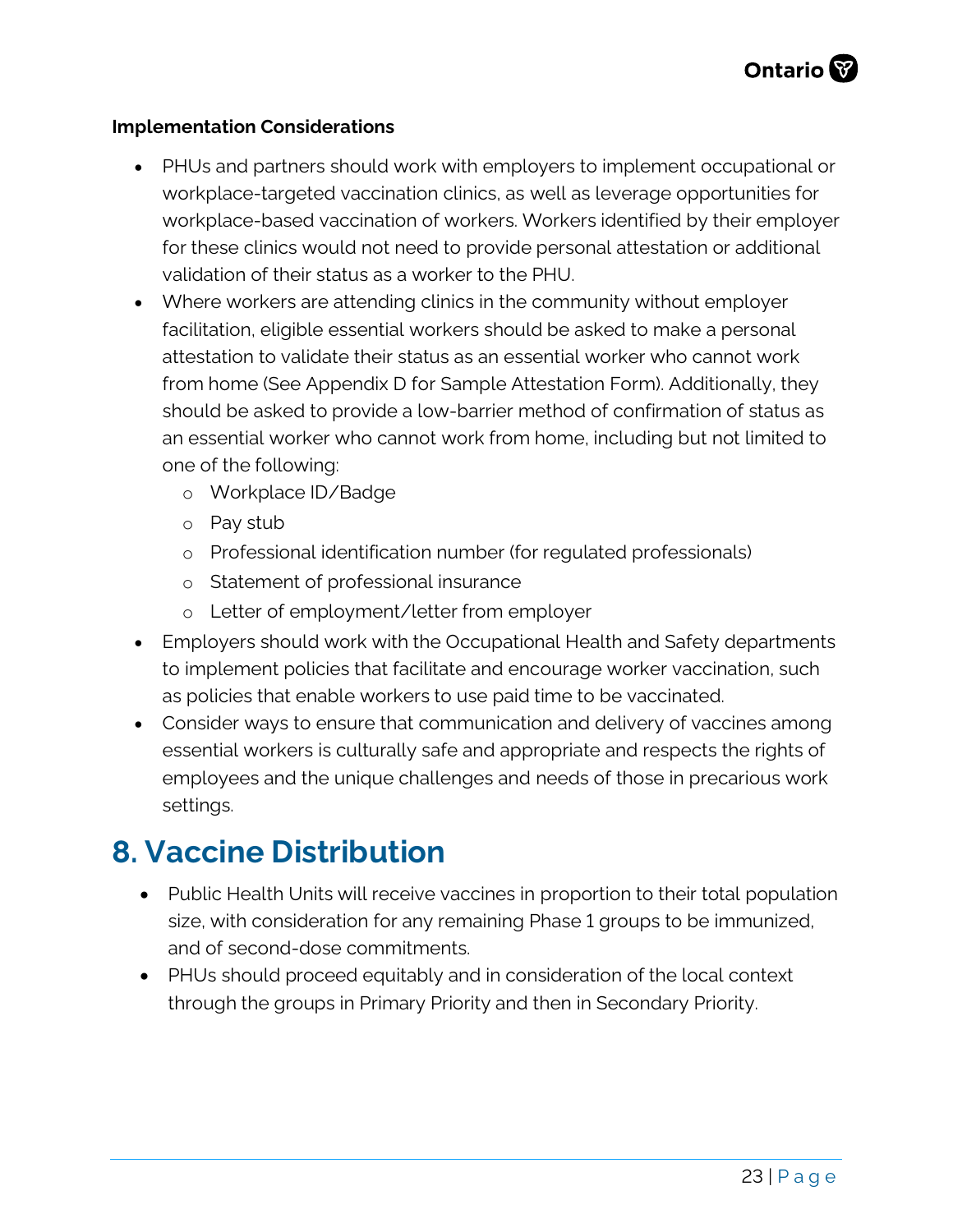**Implementation Considerations**

- PHUs and partners should work with employers to implement occupational or workplace-targeted vaccination clinics, as well as leverage opportunities for workplace-based vaccination of workers. Workers identified by their employer for these clinics would not need to provide personal attestation or additional validation of their status as a worker to the PHU.
- Where workers are attending clinics in the community without employer facilitation, eligible essential workers should be asked to make a personal attestation to validate their status as an essential worker who cannot work from home (See Appendix D for Sample Attestation Form). Additionally, they should be asked to provide a low-barrier method of confirmation of status as an essential worker who cannot work from home, including but not limited to one of the following:
  - Workplace ID/Badge
  - Pay stub
  - Professional identification number (for regulated professionals)
  - Statement of professional insurance
  - Letter of employment/letter from employer
- Employers should work with the Occupational Health and Safety departments to implement policies that facilitate and encourage worker vaccination, such as policies that enable workers to use paid time to be vaccinated.
- Consider ways to ensure that communication and delivery of vaccines among essential workers is culturally safe and appropriate and respects the rights of employees and the unique challenges and needs of those in precarious work settings.

# 8. Vaccine Distribution

- Public Health Units will receive vaccines in proportion to their total population size, with consideration for any remaining Phase 1 groups to be immunized, and of second-dose commitments.
- PHUs should proceed equitably and in consideration of the local context through the groups in Primary Priority and then in Secondary Priority.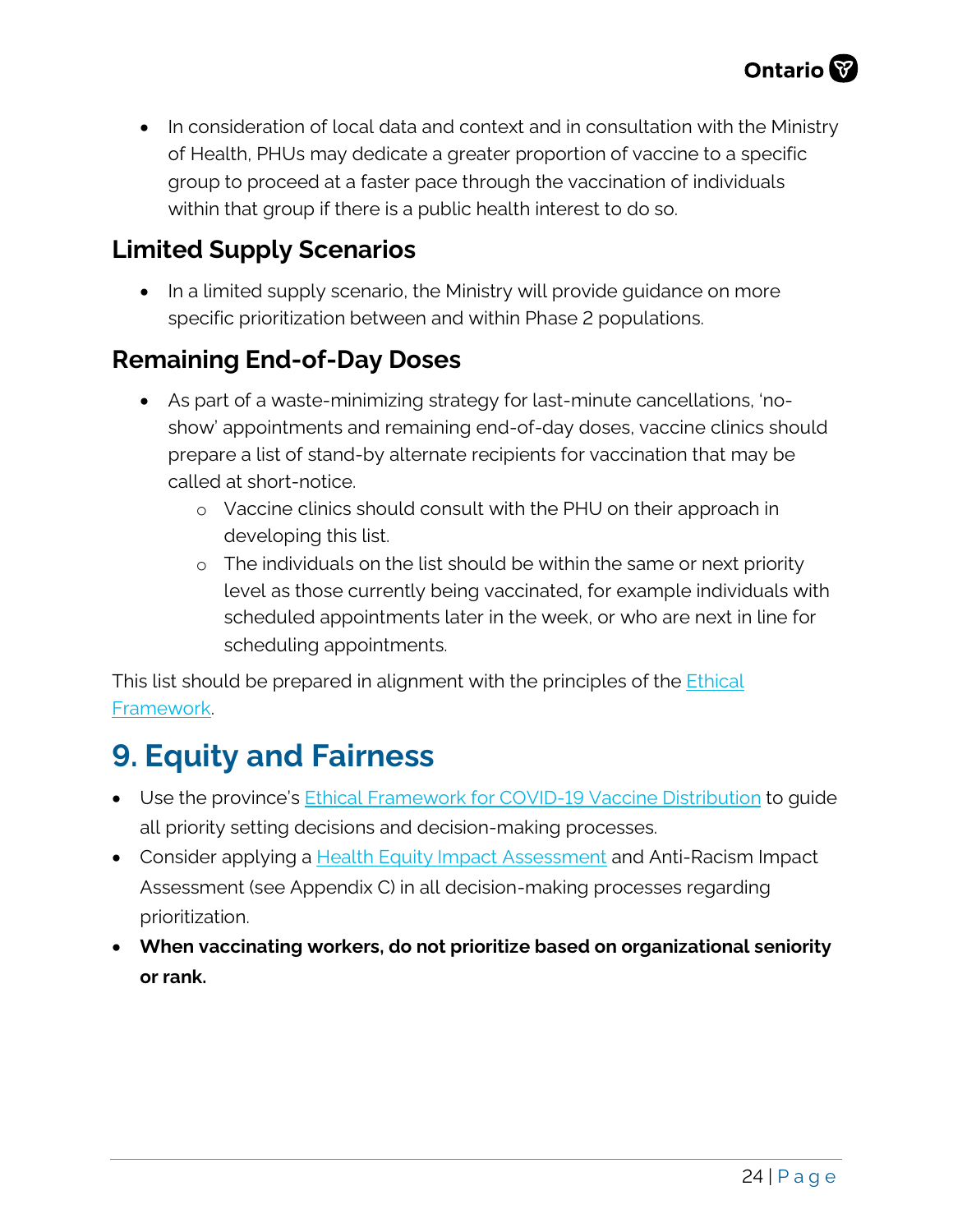- In consideration of local data and context and in consultation with the Ministry of Health, PHUs may dedicate a greater proportion of vaccine to a specific group to proceed at a faster pace through the vaccination of individuals within that group if there is a public health interest to do so.

### Limited Supply Scenarios

- In a limited supply scenario, the Ministry will provide guidance on more specific prioritization between and within Phase 2 populations.

### Remaining End-of-Day Doses

- As part of a waste-minimizing strategy for last-minute cancellations, 'no-show' appointments and remaining end-of-day doses, vaccine clinics should prepare a list of stand-by alternate recipients for vaccination that may be called at short-notice.
  - Vaccine clinics should consult with the PHU on their approach in developing this list.
  - The individuals on the list should be within the same or next priority level as those currently being vaccinated, for example individuals with scheduled appointments later in the week, or who are next in line for scheduling appointments.

This list should be prepared in alignment with the principles of the Ethical Framework.

## 9. Equity and Fairness

- Use the province's Ethical Framework for COVID-19 Vaccine Distribution to guide all priority setting decisions and decision-making processes.
- Consider applying a Health Equity Impact Assessment and Anti-Racism Impact Assessment (see Appendix C) in all decision-making processes regarding prioritization.
- **When vaccinating workers, do not prioritize based on organizational seniority or rank.**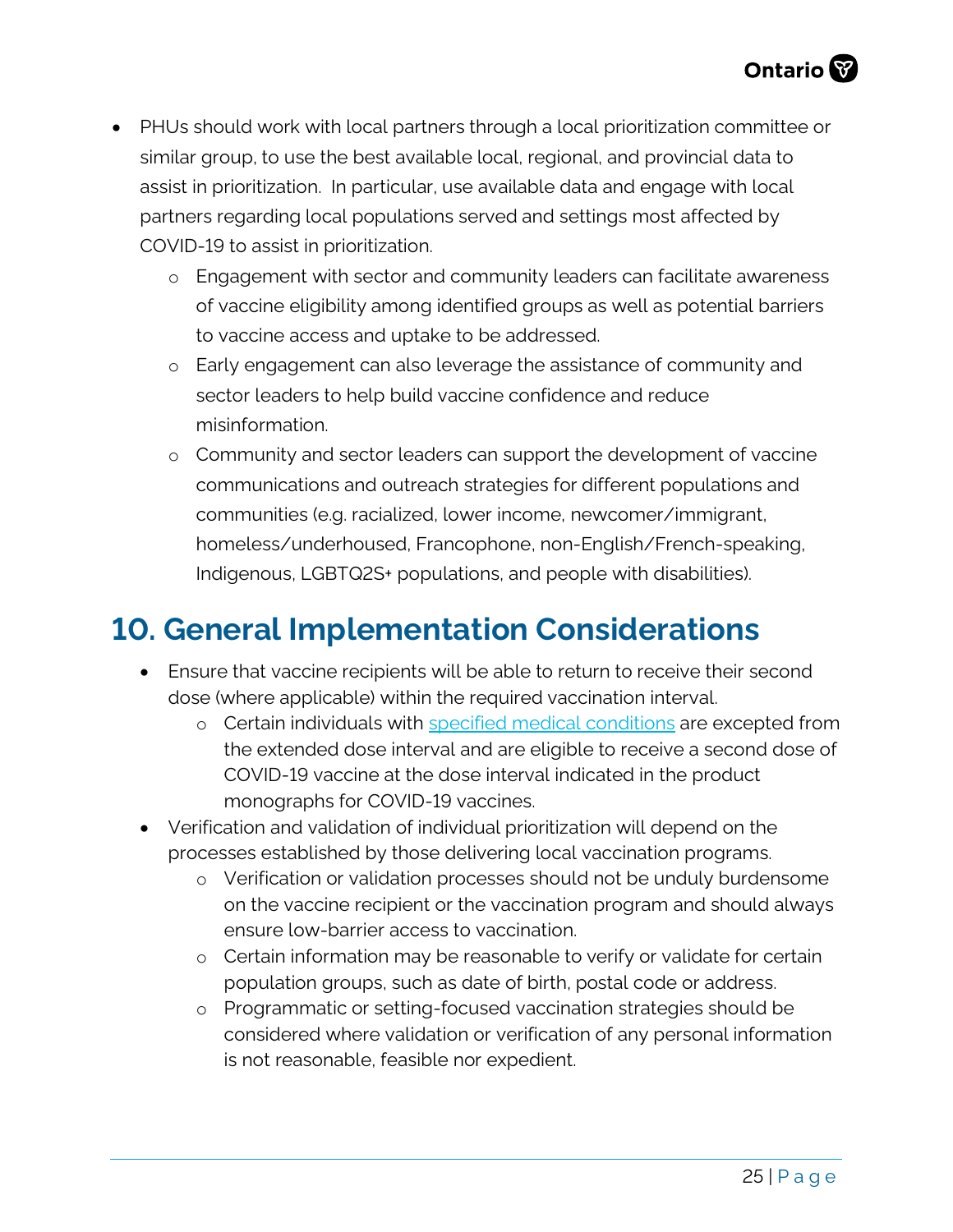- PHUs should work with local partners through a local prioritization committee or similar group, to use the best available local, regional, and provincial data to assist in prioritization. In particular, use available data and engage with local partners regarding local populations served and settings most affected by COVID-19 to assist in prioritization.
  - Engagement with sector and community leaders can facilitate awareness of vaccine eligibility among identified groups as well as potential barriers to vaccine access and uptake to be addressed.
  - Early engagement can also leverage the assistance of community and sector leaders to help build vaccine confidence and reduce misinformation.
  - Community and sector leaders can support the development of vaccine communications and outreach strategies for different populations and communities (e.g. racialized, lower income, newcomer/immigrant, homeless/underhoused, Francophone, non-English/French-speaking, Indigenous, LGBTQ2S+ populations, and people with disabilities).

## 10. General Implementation Considerations

- Ensure that vaccine recipients will be able to return to receive their second dose (where applicable) within the required vaccination interval.
  - Certain individuals with specified medical conditions are excepted from the extended dose interval and are eligible to receive a second dose of COVID-19 vaccine at the dose interval indicated in the product monographs for COVID-19 vaccines.
- Verification and validation of individual prioritization will depend on the processes established by those delivering local vaccination programs.
  - Verification or validation processes should not be unduly burdensome on the vaccine recipient or the vaccination program and should always ensure low-barrier access to vaccination.
  - Certain information may be reasonable to verify or validate for certain population groups, such as date of birth, postal code or address.
  - Programmatic or setting-focused vaccination strategies should be considered where validation or verification of any personal information is not reasonable, feasible nor expedient.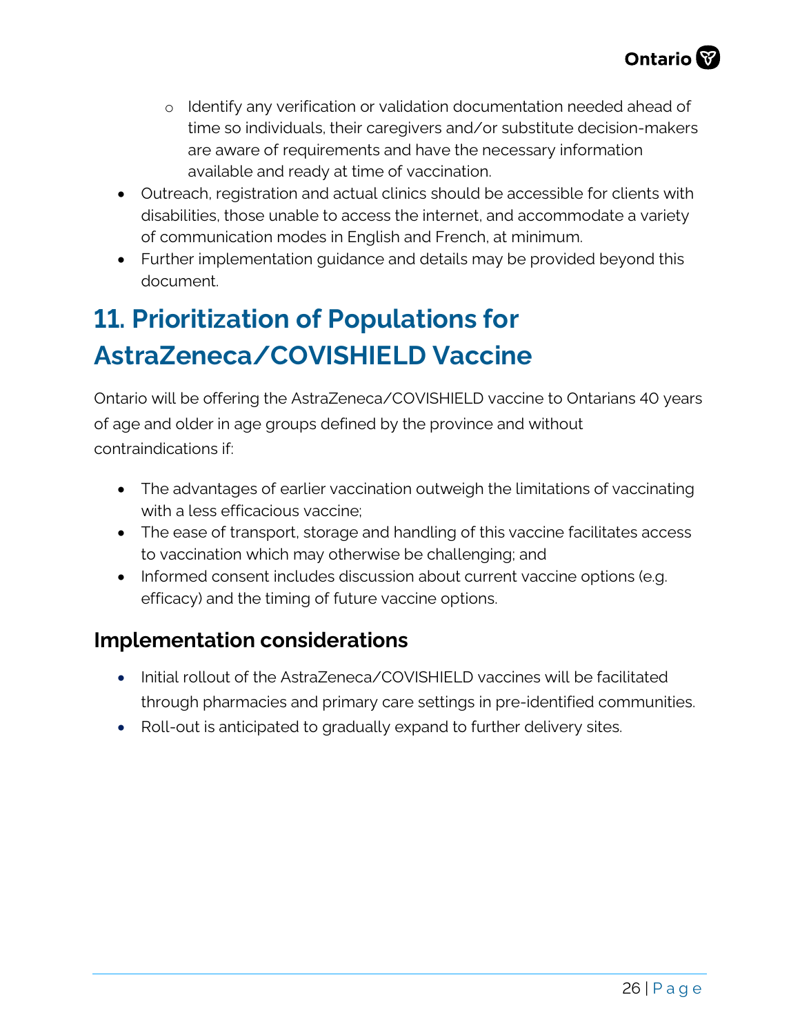- Identify any verification or validation documentation needed ahead of time so individuals, their caregivers and/or substitute decision-makers are aware of requirements and have the necessary information available and ready at time of vaccination.
- Outreach, registration and actual clinics should be accessible for clients with disabilities, those unable to access the internet, and accommodate a variety of communication modes in English and French, at minimum.
- Further implementation guidance and details may be provided beyond this document.

# 11. Prioritization of Populations for AstraZeneca/COVISHIELD Vaccine

Ontario will be offering the AstraZeneca/COVISHIELD vaccine to Ontarians 40 years of age and older in age groups defined by the province and without contraindications if:

- The advantages of earlier vaccination outweigh the limitations of vaccinating with a less efficacious vaccine;
- The ease of transport, storage and handling of this vaccine facilitates access to vaccination which may otherwise be challenging; and
- Informed consent includes discussion about current vaccine options (e.g. efficacy) and the timing of future vaccine options.

## Implementation considerations

- Initial rollout of the AstraZeneca/COVISHIELD vaccines will be facilitated through pharmacies and primary care settings in pre-identified communities.
- Roll-out is anticipated to gradually expand to further delivery sites.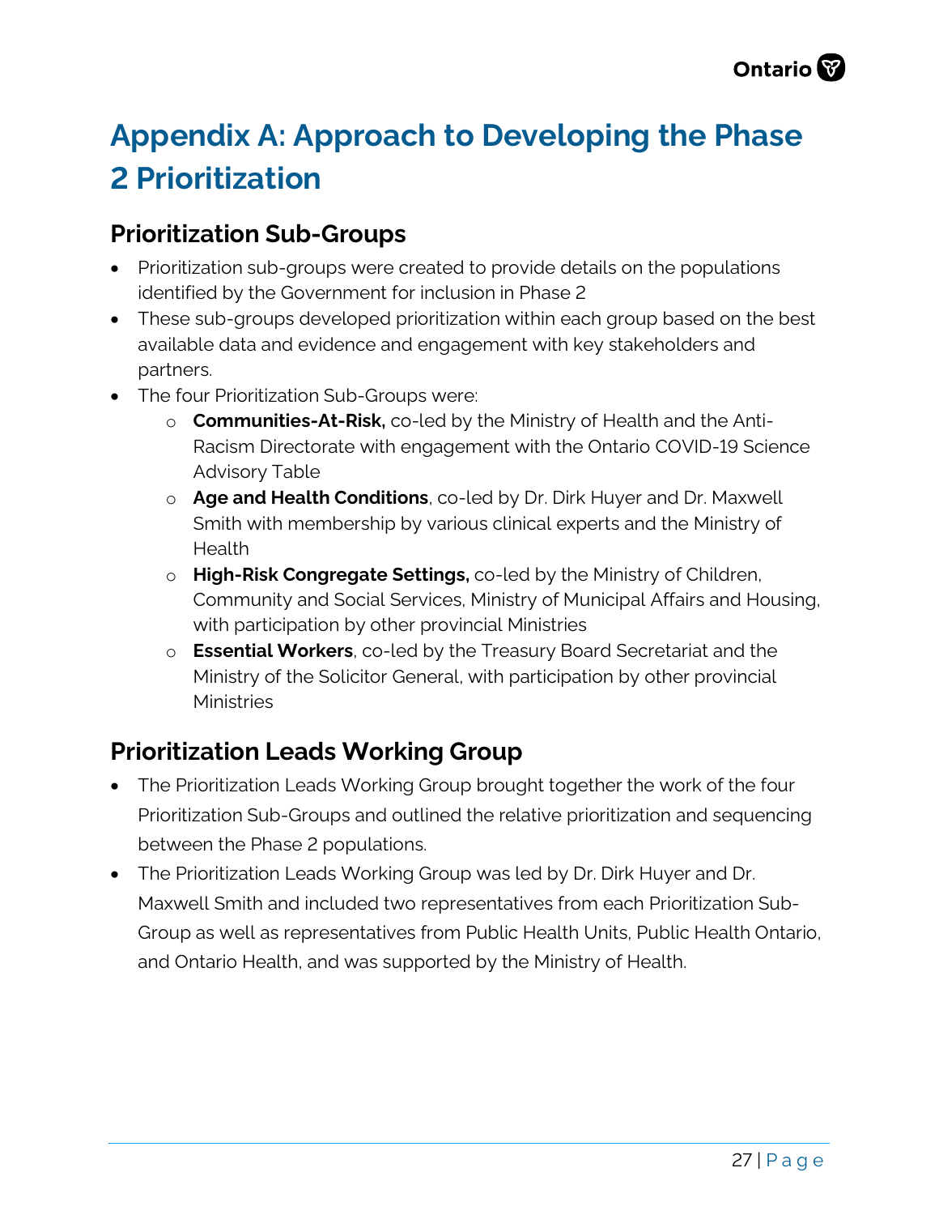# Appendix A: Approach to Developing the Phase 2 Prioritization

## Prioritization Sub-Groups

- Prioritization sub-groups were created to provide details on the populations identified by the Government for inclusion in Phase 2
- These sub-groups developed prioritization within each group based on the best available data and evidence and engagement with key stakeholders and partners.
- The four Prioritization Sub-Groups were:
  - **Communities-At-Risk,** co-led by the Ministry of Health and the Anti-Racism Directorate with engagement with the Ontario COVID-19 Science Advisory Table
  - **Age and Health Conditions**, co-led by Dr. Dirk Huyer and Dr. Maxwell Smith with membership by various clinical experts and the Ministry of Health
  - **High-Risk Congregate Settings,** co-led by the Ministry of Children, Community and Social Services, Ministry of Municipal Affairs and Housing, with participation by other provincial Ministries
  - **Essential Workers**, co-led by the Treasury Board Secretariat and the Ministry of the Solicitor General, with participation by other provincial Ministries

## Prioritization Leads Working Group

- The Prioritization Leads Working Group brought together the work of the four Prioritization Sub-Groups and outlined the relative prioritization and sequencing between the Phase 2 populations.
- The Prioritization Leads Working Group was led by Dr. Dirk Huyer and Dr. Maxwell Smith and included two representatives from each Prioritization Sub-Group as well as representatives from Public Health Units, Public Health Ontario, and Ontario Health, and was supported by the Ministry of Health.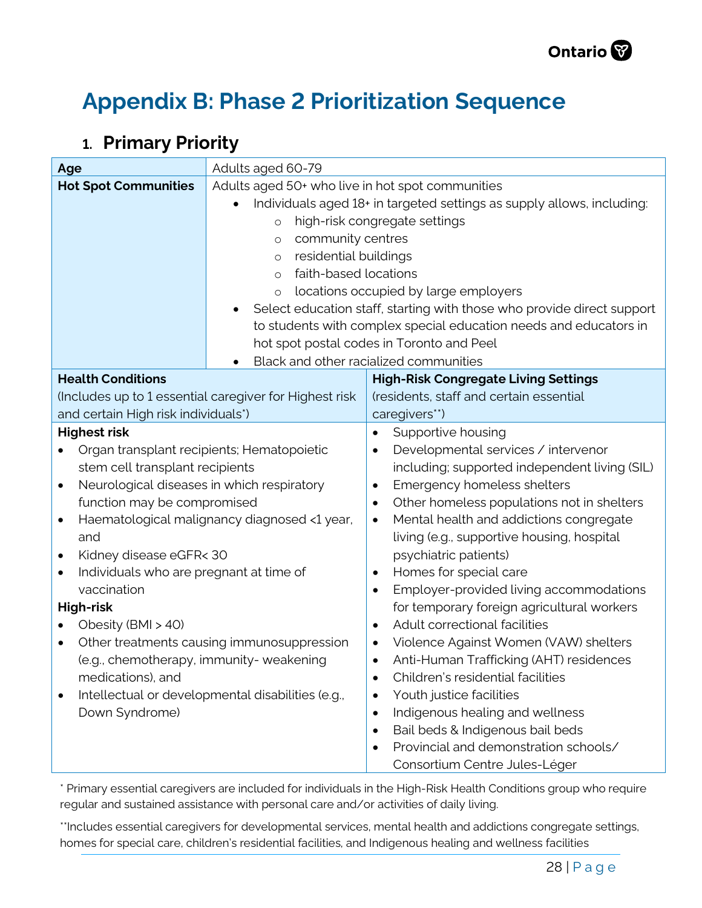# Appendix B: Phase 2 Prioritization Sequence

## 1. Primary Priority

| **Age** | Adults aged 60-79 |
|---|---|
| **Hot Spot Communities** | Adults aged 50+ who live in hot spot communities<br>• Individuals aged 18+ in targeted settings as supply allows, including:<br>  ○ high-risk congregate settings<br>  ○ community centres<br>  ○ residential buildings<br>  ○ faith-based locations<br>  ○ locations occupied by large employers<br>• Select education staff, starting with those who provide direct support to students with complex special education needs and educators in hot spot postal codes in Toronto and Peel<br>• Black and other racialized communities |

| **Health Conditions**<br>(Includes up to 1 essential caregiver for Highest risk and certain High risk individuals*) | **High-Risk Congregate Living Settings**<br>(residents, staff and certain essential caregivers**) |
|---|---|
| **Highest risk**<br>• Organ transplant recipients; Hematopoietic stem cell transplant recipients<br>• Neurological diseases in which respiratory function may be compromised<br>• Haematological malignancy diagnosed <1 year, and<br>• Kidney disease eGFR< 30<br>• Individuals who are pregnant at time of vaccination<br>**High-risk**<br>• Obesity (BMI > 40)<br>• Other treatments causing immunosuppression (e.g., chemotherapy, immunity- weakening medications), and<br>• Intellectual or developmental disabilities (e.g., Down Syndrome) | • Supportive housing<br>• Developmental services / intervenor including; supported independent living (SIL)<br>• Emergency homeless shelters<br>• Other homeless populations not in shelters<br>• Mental health and addictions congregate living (e.g., supportive housing, hospital psychiatric patients)<br>• Homes for special care<br>• Employer-provided living accommodations for temporary foreign agricultural workers<br>• Adult correctional facilities<br>• Violence Against Women (VAW) shelters<br>• Anti-Human Trafficking (AHT) residences<br>• Children's residential facilities<br>• Youth justice facilities<br>• Indigenous healing and wellness<br>• Bail beds & Indigenous bail beds<br>• Provincial and demonstration schools/ Consortium Centre Jules-Léger |

\* Primary essential caregivers are included for individuals in the High-Risk Health Conditions group who require regular and sustained assistance with personal care and/or activities of daily living.

\*\*Includes essential caregivers for developmental services, mental health and addictions congregate settings, homes for special care, children's residential facilities, and Indigenous healing and wellness facilities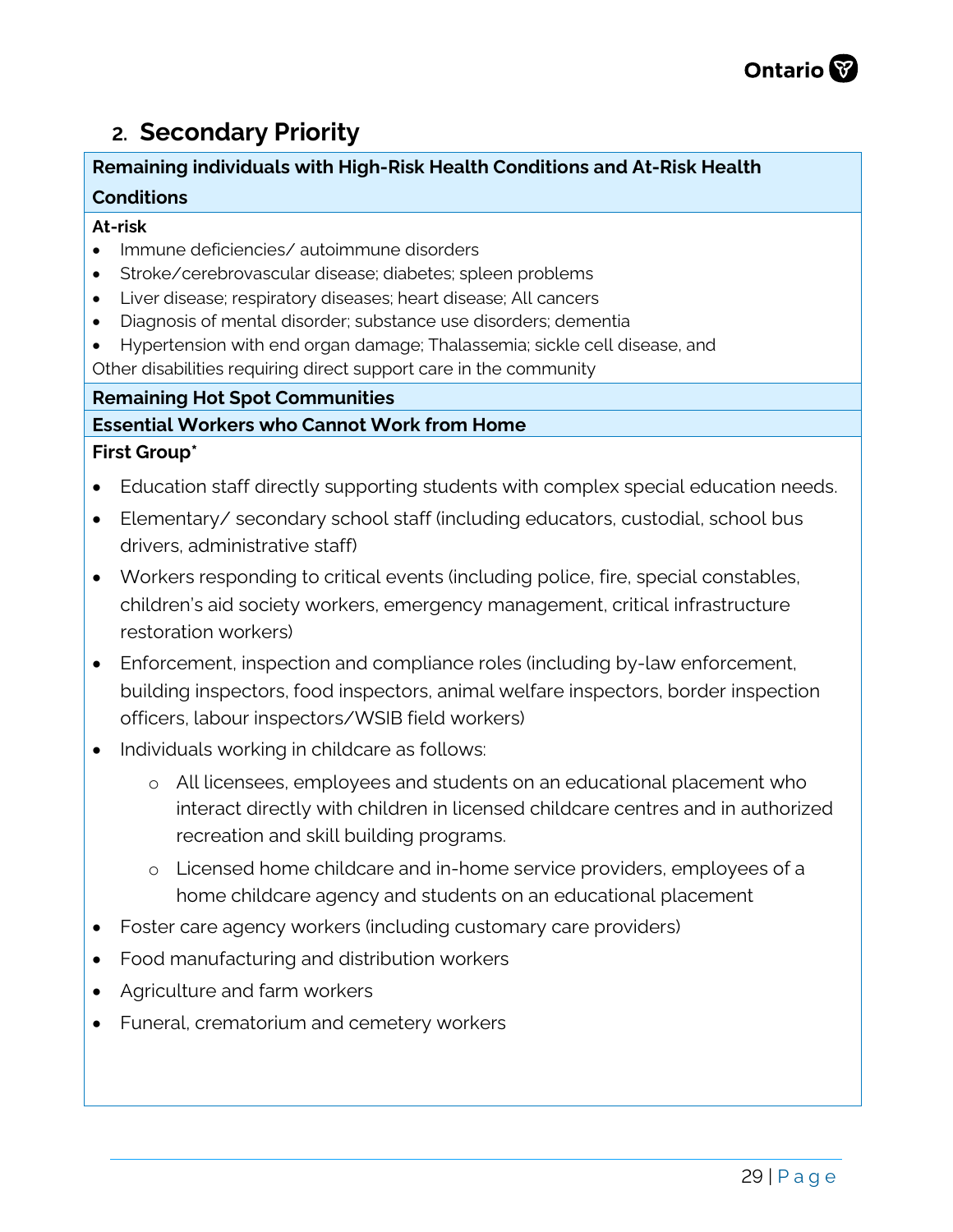## 2. Secondary Priority

**Remaining individuals with High-Risk Health Conditions and At-Risk Health Conditions**

**At-risk**

- Immune deficiencies/ autoimmune disorders
- Stroke/cerebrovascular disease; diabetes; spleen problems
- Liver disease; respiratory diseases; heart disease; All cancers
- Diagnosis of mental disorder; substance use disorders; dementia
- Hypertension with end organ damage; Thalassemia; sickle cell disease, and

Other disabilities requiring direct support care in the community

**Remaining Hot Spot Communities**

**Essential Workers who Cannot Work from Home**

**First Group***

- Education staff directly supporting students with complex special education needs.
- Elementary/ secondary school staff (including educators, custodial, school bus drivers, administrative staff)
- Workers responding to critical events (including police, fire, special constables, children's aid society workers, emergency management, critical infrastructure restoration workers)
- Enforcement, inspection and compliance roles (including by-law enforcement, building inspectors, food inspectors, animal welfare inspectors, border inspection officers, labour inspectors/WSIB field workers)
- Individuals working in childcare as follows:
  - All licensees, employees and students on an educational placement who interact directly with children in licensed childcare centres and in authorized recreation and skill building programs.
  - Licensed home childcare and in-home service providers, employees of a home childcare agency and students on an educational placement
- Foster care agency workers (including customary care providers)
- Food manufacturing and distribution workers
- Agriculture and farm workers
- Funeral, crematorium and cemetery workers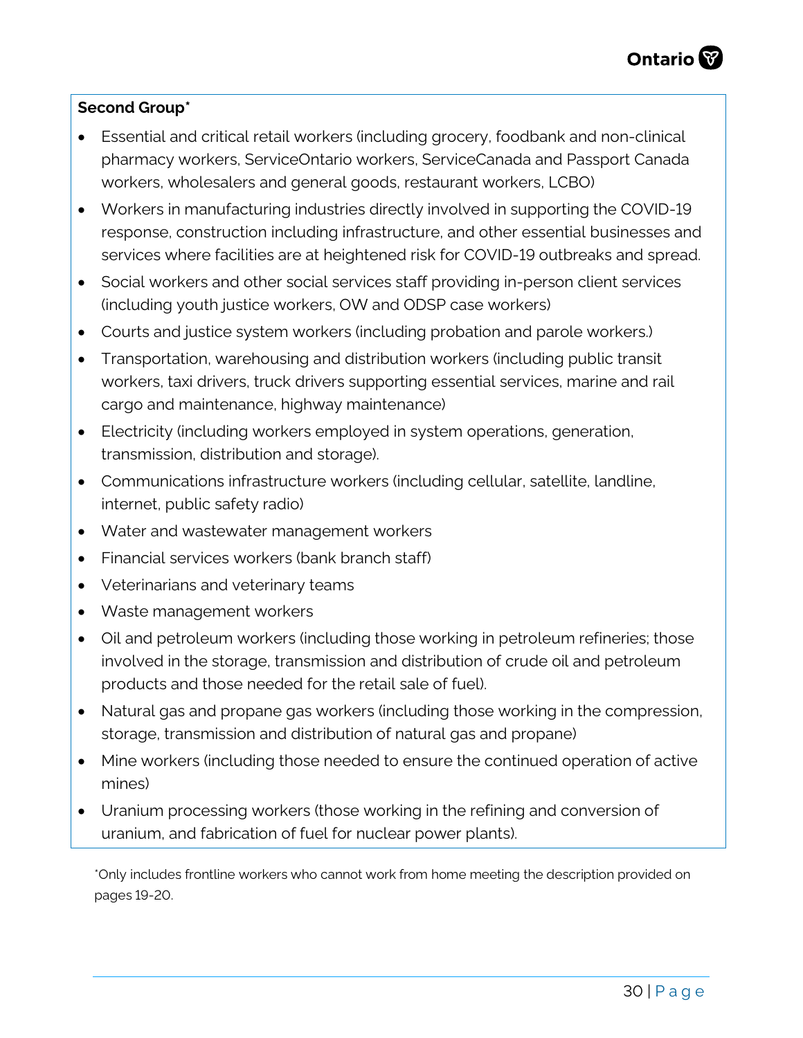**Second Group***

- Essential and critical retail workers (including grocery, foodbank and non-clinical pharmacy workers, ServiceOntario workers, ServiceCanada and Passport Canada workers, wholesalers and general goods, restaurant workers, LCBO)
- Workers in manufacturing industries directly involved in supporting the COVID-19 response, construction including infrastructure, and other essential businesses and services where facilities are at heightened risk for COVID-19 outbreaks and spread.
- Social workers and other social services staff providing in-person client services (including youth justice workers, OW and ODSP case workers)
- Courts and justice system workers (including probation and parole workers.)
- Transportation, warehousing and distribution workers (including public transit workers, taxi drivers, truck drivers supporting essential services, marine and rail cargo and maintenance, highway maintenance)
- Electricity (including workers employed in system operations, generation, transmission, distribution and storage).
- Communications infrastructure workers (including cellular, satellite, landline, internet, public safety radio)
- Water and wastewater management workers
- Financial services workers (bank branch staff)
- Veterinarians and veterinary teams
- Waste management workers
- Oil and petroleum workers (including those working in petroleum refineries; those involved in the storage, transmission and distribution of crude oil and petroleum products and those needed for the retail sale of fuel).
- Natural gas and propane gas workers (including those working in the compression, storage, transmission and distribution of natural gas and propane)
- Mine workers (including those needed to ensure the continued operation of active mines)
- Uranium processing workers (those working in the refining and conversion of uranium, and fabrication of fuel for nuclear power plants).

*Only includes frontline workers who cannot work from home meeting the description provided on pages 19-20.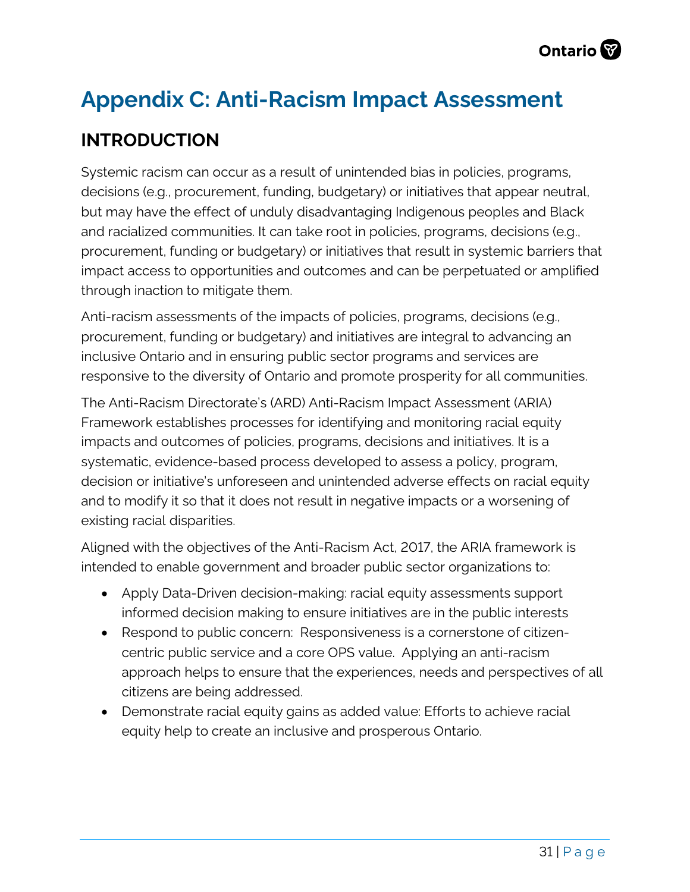# Appendix C: Anti-Racism Impact Assessment

## INTRODUCTION

Systemic racism can occur as a result of unintended bias in policies, programs, decisions (e.g., procurement, funding, budgetary) or initiatives that appear neutral, but may have the effect of unduly disadvantaging Indigenous peoples and Black and racialized communities. It can take root in policies, programs, decisions (e.g., procurement, funding or budgetary) or initiatives that result in systemic barriers that impact access to opportunities and outcomes and can be perpetuated or amplified through inaction to mitigate them.

Anti-racism assessments of the impacts of policies, programs, decisions (e.g., procurement, funding or budgetary) and initiatives are integral to advancing an inclusive Ontario and in ensuring public sector programs and services are responsive to the diversity of Ontario and promote prosperity for all communities.

The Anti-Racism Directorate's (ARD) Anti-Racism Impact Assessment (ARIA) Framework establishes processes for identifying and monitoring racial equity impacts and outcomes of policies, programs, decisions and initiatives. It is a systematic, evidence-based process developed to assess a policy, program, decision or initiative's unforeseen and unintended adverse effects on racial equity and to modify it so that it does not result in negative impacts or a worsening of existing racial disparities.

Aligned with the objectives of the Anti-Racism Act, 2017, the ARIA framework is intended to enable government and broader public sector organizations to:

- Apply Data-Driven decision-making: racial equity assessments support informed decision making to ensure initiatives are in the public interests
- Respond to public concern: Responsiveness is a cornerstone of citizen-centric public service and a core OPS value. Applying an anti-racism approach helps to ensure that the experiences, needs and perspectives of all citizens are being addressed.
- Demonstrate racial equity gains as added value: Efforts to achieve racial equity help to create an inclusive and prosperous Ontario.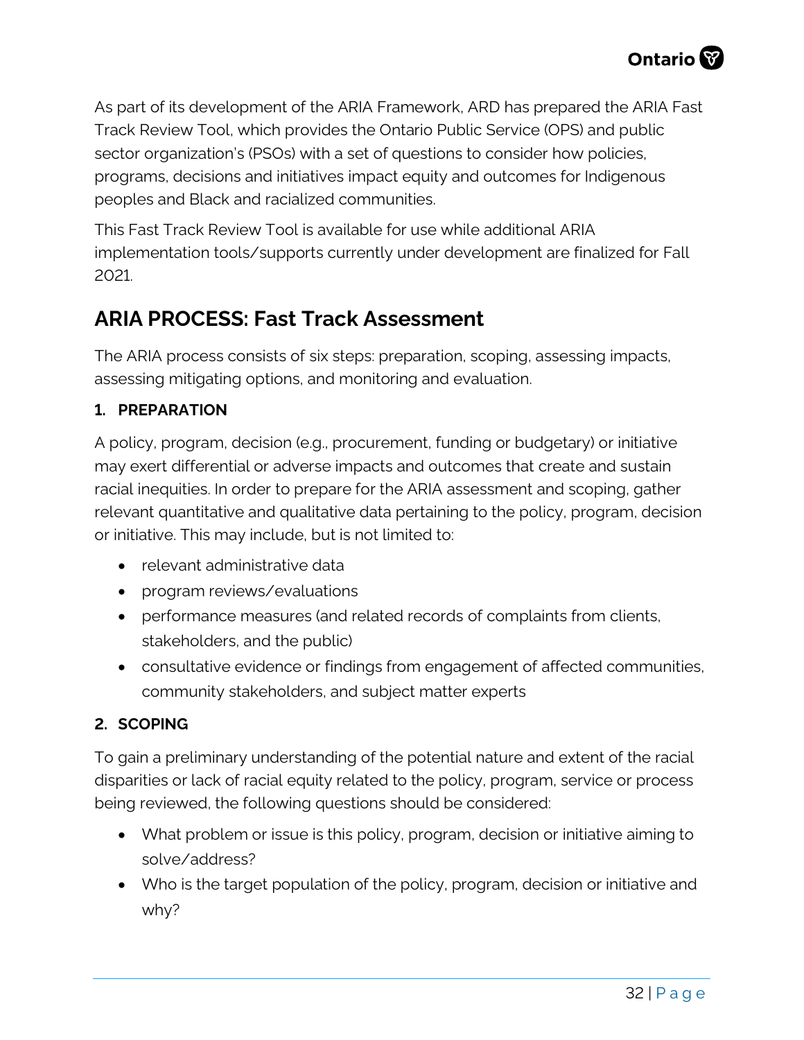As part of its development of the ARIA Framework, ARD has prepared the ARIA Fast Track Review Tool, which provides the Ontario Public Service (OPS) and public sector organization's (PSOs) with a set of questions to consider how policies, programs, decisions and initiatives impact equity and outcomes for Indigenous peoples and Black and racialized communities.

This Fast Track Review Tool is available for use while additional ARIA implementation tools/supports currently under development are finalized for Fall 2021.

## ARIA PROCESS: Fast Track Assessment

The ARIA process consists of six steps: preparation, scoping, assessing impacts, assessing mitigating options, and monitoring and evaluation.

### 1. PREPARATION

A policy, program, decision (e.g., procurement, funding or budgetary) or initiative may exert differential or adverse impacts and outcomes that create and sustain racial inequities. In order to prepare for the ARIA assessment and scoping, gather relevant quantitative and qualitative data pertaining to the policy, program, decision or initiative. This may include, but is not limited to:

- relevant administrative data
- program reviews/evaluations
- performance measures (and related records of complaints from clients, stakeholders, and the public)
- consultative evidence or findings from engagement of affected communities, community stakeholders, and subject matter experts

### 2. SCOPING

To gain a preliminary understanding of the potential nature and extent of the racial disparities or lack of racial equity related to the policy, program, service or process being reviewed, the following questions should be considered:

- What problem or issue is this policy, program, decision or initiative aiming to solve/address?
- Who is the target population of the policy, program, decision or initiative and why?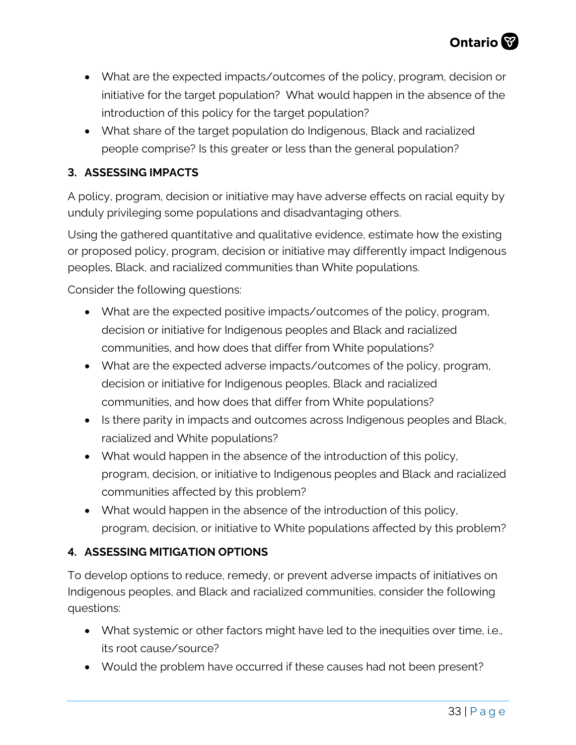- What are the expected impacts/outcomes of the policy, program, decision or initiative for the target population? What would happen in the absence of the introduction of this policy for the target population?
- What share of the target population do Indigenous, Black and racialized people comprise? Is this greater or less than the general population?

### 3. ASSESSING IMPACTS

A policy, program, decision or initiative may have adverse effects on racial equity by unduly privileging some populations and disadvantaging others.

Using the gathered quantitative and qualitative evidence, estimate how the existing or proposed policy, program, decision or initiative may differently impact Indigenous peoples, Black, and racialized communities than White populations.

Consider the following questions:

- What are the expected positive impacts/outcomes of the policy, program, decision or initiative for Indigenous peoples and Black and racialized communities, and how does that differ from White populations?
- What are the expected adverse impacts/outcomes of the policy, program, decision or initiative for Indigenous peoples, Black and racialized communities, and how does that differ from White populations?
- Is there parity in impacts and outcomes across Indigenous peoples and Black, racialized and White populations?
- What would happen in the absence of the introduction of this policy, program, decision, or initiative to Indigenous peoples and Black and racialized communities affected by this problem?
- What would happen in the absence of the introduction of this policy, program, decision, or initiative to White populations affected by this problem?

### 4. ASSESSING MITIGATION OPTIONS

To develop options to reduce, remedy, or prevent adverse impacts of initiatives on Indigenous peoples, and Black and racialized communities, consider the following questions:

- What systemic or other factors might have led to the inequities over time, i.e., its root cause/source?
- Would the problem have occurred if these causes had not been present?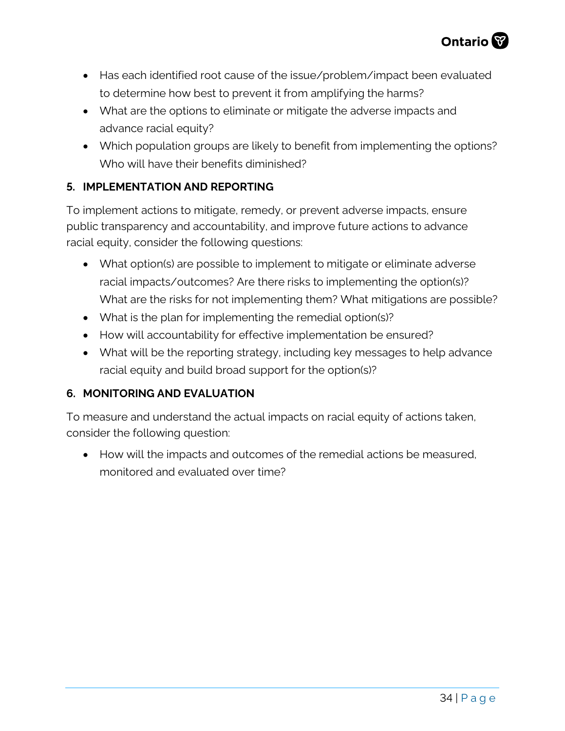- Has each identified root cause of the issue/problem/impact been evaluated to determine how best to prevent it from amplifying the harms?
- What are the options to eliminate or mitigate the adverse impacts and advance racial equity?
- Which population groups are likely to benefit from implementing the options? Who will have their benefits diminished?

### 5. IMPLEMENTATION AND REPORTING

To implement actions to mitigate, remedy, or prevent adverse impacts, ensure public transparency and accountability, and improve future actions to advance racial equity, consider the following questions:

- What option(s) are possible to implement to mitigate or eliminate adverse racial impacts/outcomes? Are there risks to implementing the option(s)? What are the risks for not implementing them? What mitigations are possible?
- What is the plan for implementing the remedial option(s)?
- How will accountability for effective implementation be ensured?
- What will be the reporting strategy, including key messages to help advance racial equity and build broad support for the option(s)?

### 6. MONITORING AND EVALUATION

To measure and understand the actual impacts on racial equity of actions taken, consider the following question:

- How will the impacts and outcomes of the remedial actions be measured, monitored and evaluated over time?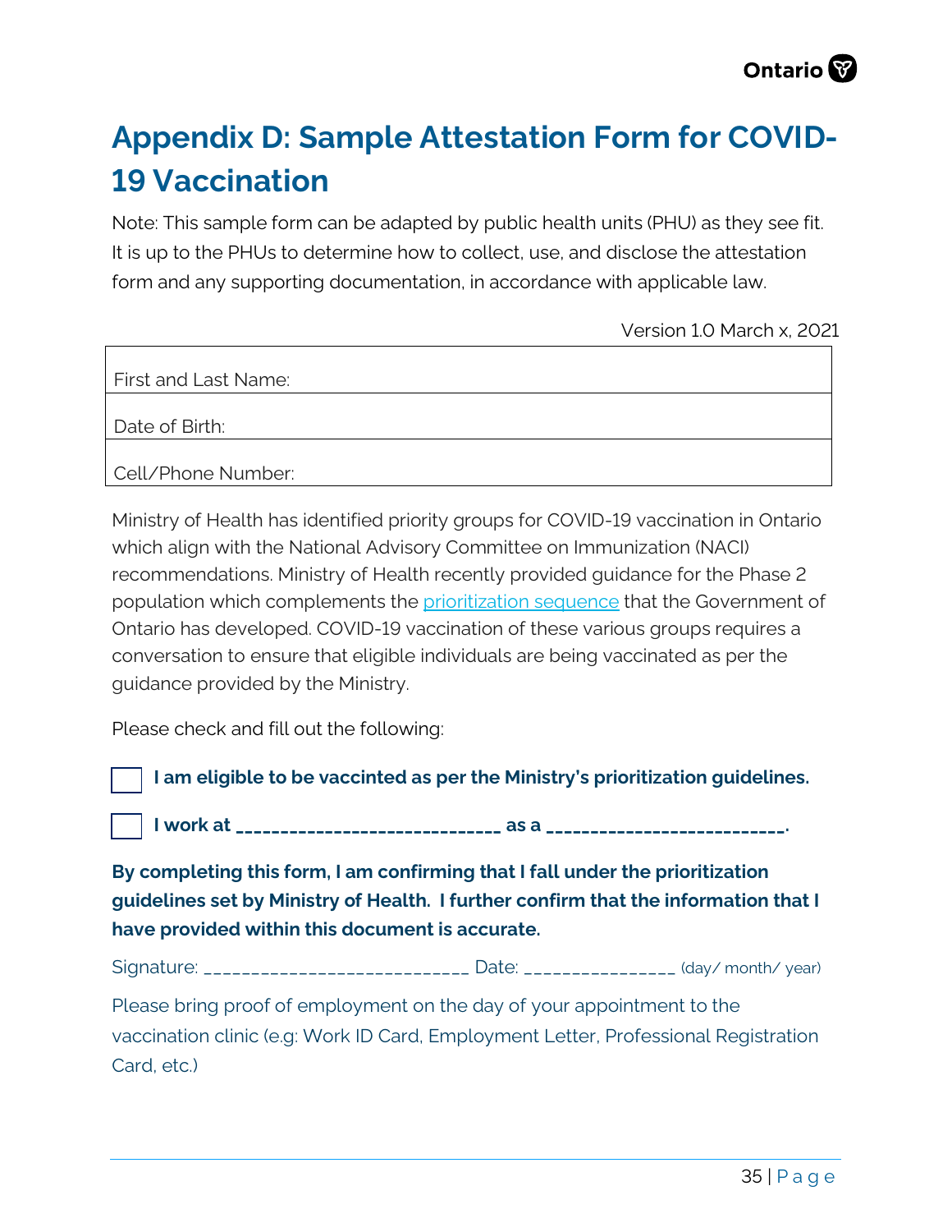# Appendix D: Sample Attestation Form for COVID-19 Vaccination

Note: This sample form can be adapted by public health units (PHU) as they see fit. It is up to the PHUs to determine how to collect, use, and disclose the attestation form and any supporting documentation, in accordance with applicable law.

Version 1.0 March x, 2021

| |
|---|
| First and Last Name: |
| Date of Birth: |
| Cell/Phone Number: |

Ministry of Health has identified priority groups for COVID-19 vaccination in Ontario which align with the National Advisory Committee on Immunization (NACI) recommendations. Ministry of Health recently provided guidance for the Phase 2 population which complements the prioritization sequence that the Government of Ontario has developed. COVID-19 vaccination of these various groups requires a conversation to ensure that eligible individuals are being vaccinated as per the guidance provided by the Ministry.

Please check and fill out the following:

- [ ] **I am eligible to be vaccinted as per the Ministry's prioritization guidelines.**
- [ ] **I work at _____________________________ as a _________________________.**

**By completing this form, I am confirming that I fall under the prioritization guidelines set by Ministry of Health. I further confirm that the information that I have provided within this document is accurate.**

Signature: ____________________________ Date: _______________ (day/ month/ year)

Please bring proof of employment on the day of your appointment to the vaccination clinic (e.g: Work ID Card, Employment Letter, Professional Registration Card, etc.)